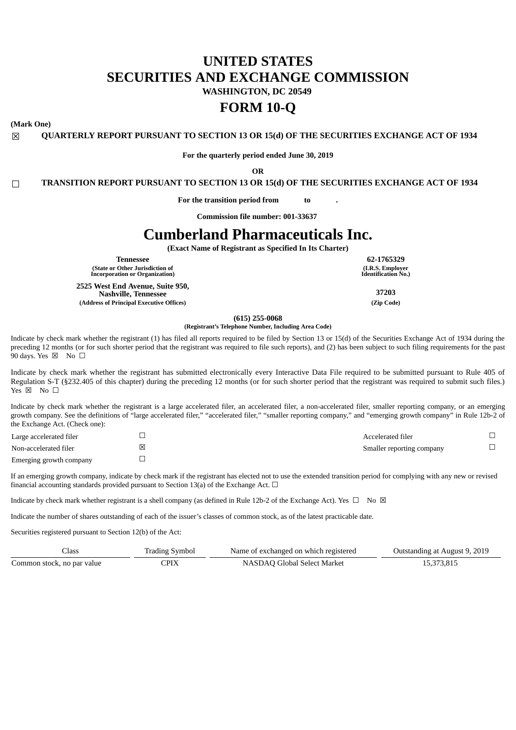# UNITED STATES
# SECURITIES AND EXCHANGE COMMISSION

**WASHINGTON, DC 20549**

# FORM 10-Q

**(Mark One)**

☒ **QUARTERLY REPORT PURSUANT TO SECTION 13 OR 15(d) OF THE SECURITIES EXCHANGE ACT OF 1934**

**For the quarterly period ended June 30, 2019**

**OR**

☐ **TRANSITION REPORT PURSUANT TO SECTION 13 OR 15(d) OF THE SECURITIES EXCHANGE ACT OF 1934**

**For the transition period from to .**

**Commission file number: 001-33637**

# Cumberland Pharmaceuticals Inc.

**(Exact Name of Registrant as Specified In Its Charter)**

| | |
|---|---|
| **Tennessee**<br>**(State or Other Jurisdiction of Incorporation or Organization)** | **62-1765329**<br>**(I.R.S. Employer Identification No.)** |
| **2525 West End Avenue, Suite 950, Nashville, Tennessee**<br>**(Address of Principal Executive Offices)** | **37203**<br>**(Zip Code)** |

**(615) 255-0068**
**(Registrant's Telephone Number, Including Area Code)**

Indicate by check mark whether the registrant (1) has filed all reports required to be filed by Section 13 or 15(d) of the Securities Exchange Act of 1934 during the preceding 12 months (or for such shorter period that the registrant was required to file such reports), and (2) has been subject to such filing requirements for the past 90 days. Yes ☒ No ☐

Indicate by check mark whether the registrant has submitted electronically every Interactive Data File required to be submitted pursuant to Rule 405 of Regulation S-T (§232.405 of this chapter) during the preceding 12 months (or for such shorter period that the registrant was required to submit such files.) Yes ☒ No ☐

Indicate by check mark whether the registrant is a large accelerated filer, an accelerated filer, a non-accelerated filer, smaller reporting company, or an emerging growth company. See the definitions of "large accelerated filer," "accelerated filer," "smaller reporting company," and "emerging growth company" in Rule 12b-2 of the Exchange Act. (Check one):

| | | | |
|---|---|---|---|
| Large accelerated filer | ☐ | Accelerated filer | ☐ |
| Non-accelerated filer | ☒ | Smaller reporting company | ☐ |
| Emerging growth company | ☐ | | |

If an emerging growth company, indicate by check mark if the registrant has elected not to use the extended transition period for complying with any new or revised financial accounting standards provided pursuant to Section 13(a) of the Exchange Act. ☐

Indicate by check mark whether registrant is a shell company (as defined in Rule 12b-2 of the Exchange Act). Yes ☐ No ☒

Indicate the number of shares outstanding of each of the issuer's classes of common stock, as of the latest practicable date.

Securities registered pursuant to Section 12(b) of the Act:

| Class | Trading Symbol | Name of exchanged on which registered | Outstanding at August 9, 2019 |
|---|---|---|---|
| Common stock, no par value | CPIX | NASDAQ Global Select Market | 15,373,815 |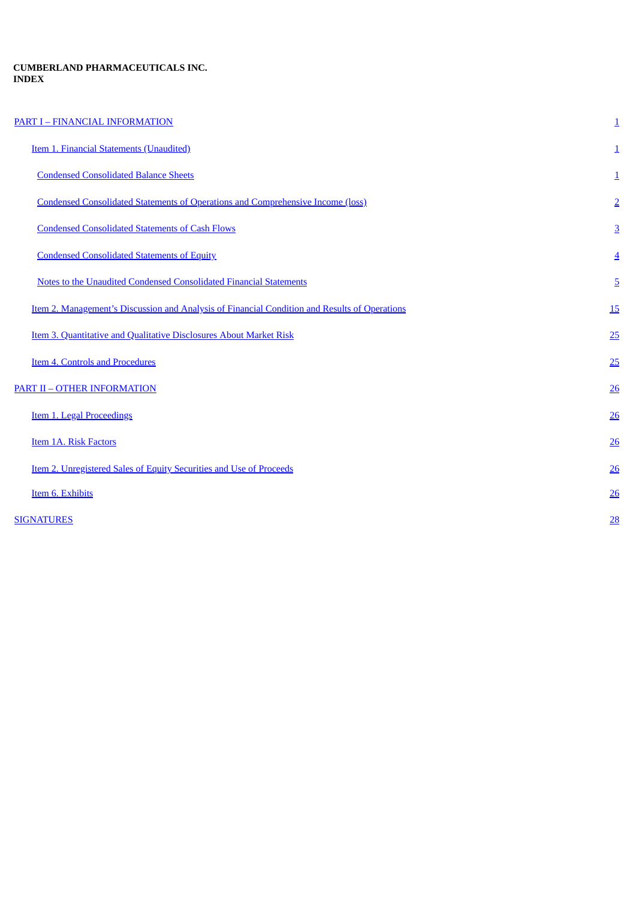**CUMBERLAND PHARMACEUTICALS INC.**
**INDEX**

| | |
|---|---|
| PART I – FINANCIAL INFORMATION | 1 |
| Item 1. Financial Statements (Unaudited) | 1 |
| Condensed Consolidated Balance Sheets | 1 |
| Condensed Consolidated Statements of Operations and Comprehensive Income (loss) | 2 |
| Condensed Consolidated Statements of Cash Flows | 3 |
| Condensed Consolidated Statements of Equity | 4 |
| Notes to the Unaudited Condensed Consolidated Financial Statements | 5 |
| Item 2. Management's Discussion and Analysis of Financial Condition and Results of Operations | 15 |
| Item 3. Quantitative and Qualitative Disclosures About Market Risk | 25 |
| Item 4. Controls and Procedures | 25 |
| PART II – OTHER INFORMATION | 26 |
| Item 1. Legal Proceedings | 26 |
| Item 1A. Risk Factors | 26 |
| Item 2. Unregistered Sales of Equity Securities and Use of Proceeds | 26 |
| Item 6. Exhibits | 26 |
| SIGNATURES | 28 |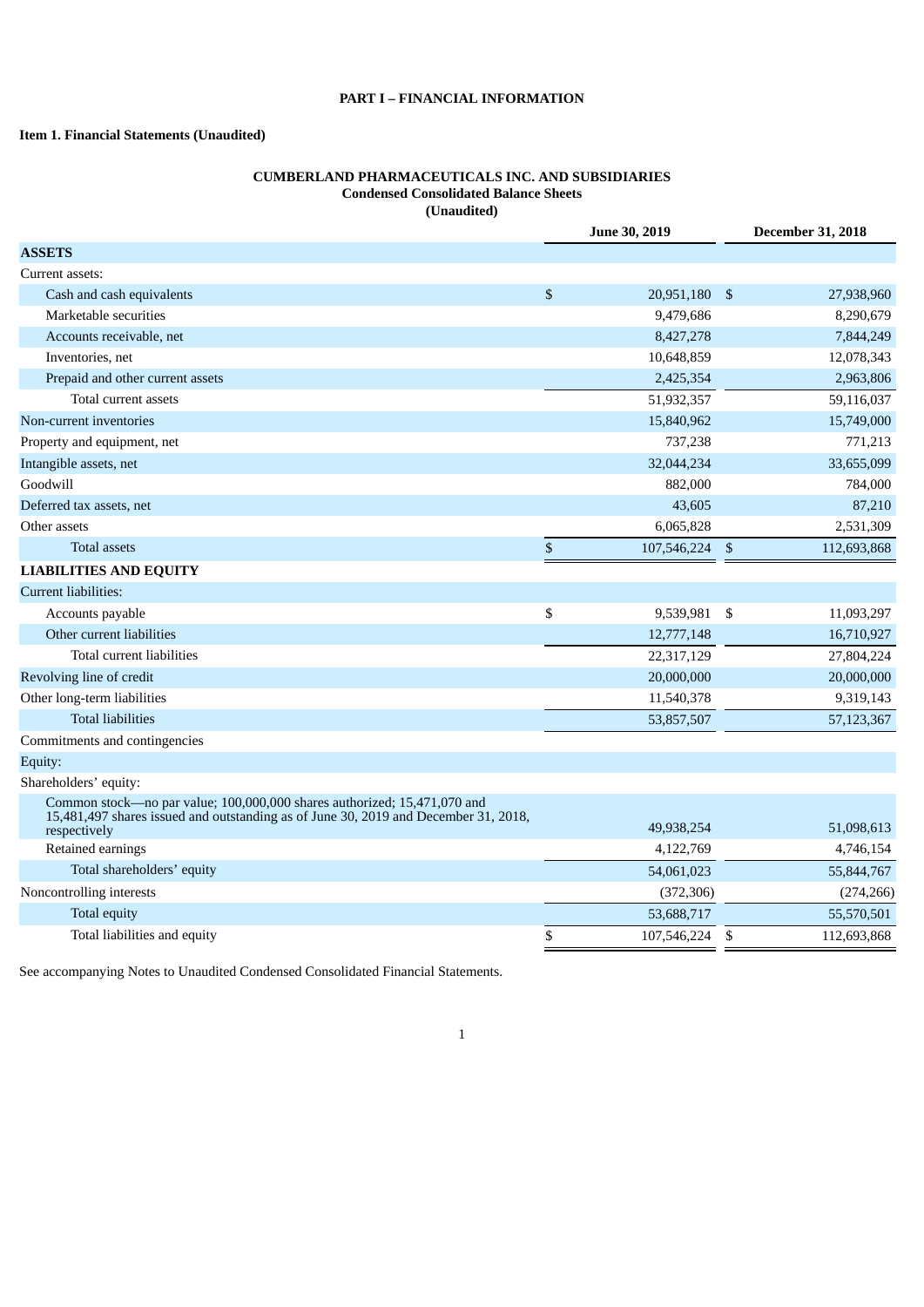## PART I – FINANCIAL INFORMATION

### Item 1. Financial Statements (Unaudited)

**CUMBERLAND PHARMACEUTICALS INC. AND SUBSIDIARIES**
**Condensed Consolidated Balance Sheets**
**(Unaudited)**

| | June 30, 2019 | December 31, 2018 |
|---|---|---|
| **ASSETS** | | |
| Current assets: | | |
| Cash and cash equivalents | $ 20,951,180 | $ 27,938,960 |
| Marketable securities | 9,479,686 | 8,290,679 |
| Accounts receivable, net | 8,427,278 | 7,844,249 |
| Inventories, net | 10,648,859 | 12,078,343 |
| Prepaid and other current assets | 2,425,354 | 2,963,806 |
| Total current assets | 51,932,357 | 59,116,037 |
| Non-current inventories | 15,840,962 | 15,749,000 |
| Property and equipment, net | 737,238 | 771,213 |
| Intangible assets, net | 32,044,234 | 33,655,099 |
| Goodwill | 882,000 | 784,000 |
| Deferred tax assets, net | 43,605 | 87,210 |
| Other assets | 6,065,828 | 2,531,309 |
| Total assets | $ 107,546,224 | $ 112,693,868 |
| **LIABILITIES AND EQUITY** | | |
| Current liabilities: | | |
| Accounts payable | $ 9,539,981 | $ 11,093,297 |
| Other current liabilities | 12,777,148 | 16,710,927 |
| Total current liabilities | 22,317,129 | 27,804,224 |
| Revolving line of credit | 20,000,000 | 20,000,000 |
| Other long-term liabilities | 11,540,378 | 9,319,143 |
| Total liabilities | 53,857,507 | 57,123,367 |
| Commitments and contingencies | | |
| Equity: | | |
| Shareholders' equity: | | |
| Common stock—no par value; 100,000,000 shares authorized; 15,471,070 and 15,481,497 shares issued and outstanding as of June 30, 2019 and December 31, 2018, respectively | 49,938,254 | 51,098,613 |
| Retained earnings | 4,122,769 | 4,746,154 |
| Total shareholders' equity | 54,061,023 | 55,844,767 |
| Noncontrolling interests | (372,306) | (274,266) |
| Total equity | 53,688,717 | 55,570,501 |
| Total liabilities and equity | $ 107,546,224 | $ 112,693,868 |

See accompanying Notes to Unaudited Condensed Consolidated Financial Statements.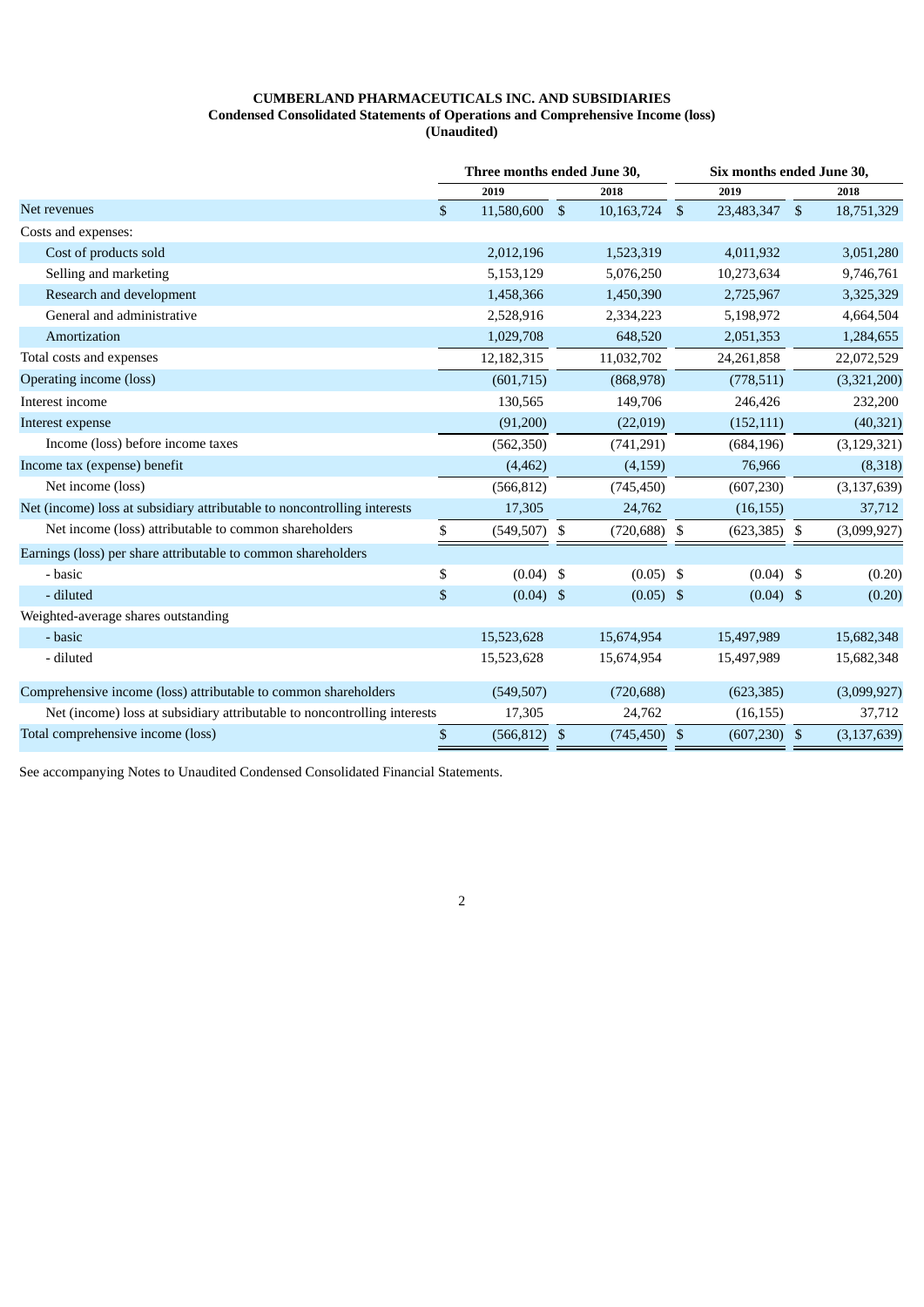**CUMBERLAND PHARMACEUTICALS INC. AND SUBSIDIARIES**
**Condensed Consolidated Statements of Operations and Comprehensive Income (loss)**
**(Unaudited)**

| | Three months ended June 30, | | Six months ended June 30, | |
|---|---|---|---|---|
| | 2019 | 2018 | 2019 | 2018 |
| Net revenues | $ 11,580,600 | $ 10,163,724 | $ 23,483,347 | $ 18,751,329 |
| Costs and expenses: | | | | |
| Cost of products sold | 2,012,196 | 1,523,319 | 4,011,932 | 3,051,280 |
| Selling and marketing | 5,153,129 | 5,076,250 | 10,273,634 | 9,746,761 |
| Research and development | 1,458,366 | 1,450,390 | 2,725,967 | 3,325,329 |
| General and administrative | 2,528,916 | 2,334,223 | 5,198,972 | 4,664,504 |
| Amortization | 1,029,708 | 648,520 | 2,051,353 | 1,284,655 |
| Total costs and expenses | 12,182,315 | 11,032,702 | 24,261,858 | 22,072,529 |
| Operating income (loss) | (601,715) | (868,978) | (778,511) | (3,321,200) |
| Interest income | 130,565 | 149,706 | 246,426 | 232,200 |
| Interest expense | (91,200) | (22,019) | (152,111) | (40,321) |
| Income (loss) before income taxes | (562,350) | (741,291) | (684,196) | (3,129,321) |
| Income tax (expense) benefit | (4,462) | (4,159) | 76,966 | (8,318) |
| Net income (loss) | (566,812) | (745,450) | (607,230) | (3,137,639) |
| Net (income) loss at subsidiary attributable to noncontrolling interests | 17,305 | 24,762 | (16,155) | 37,712 |
| Net income (loss) attributable to common shareholders | $ (549,507) | $ (720,688) | $ (623,385) | $ (3,099,927) |
| Earnings (loss) per share attributable to common shareholders | | | | |
| - basic | $ (0.04) | $ (0.05) | $ (0.04) | $ (0.20) |
| - diluted | $ (0.04) | $ (0.05) | $ (0.04) | $ (0.20) |
| Weighted-average shares outstanding | | | | |
| - basic | 15,523,628 | 15,674,954 | 15,497,989 | 15,682,348 |
| - diluted | 15,523,628 | 15,674,954 | 15,497,989 | 15,682,348 |
| Comprehensive income (loss) attributable to common shareholders | (549,507) | (720,688) | (623,385) | (3,099,927) |
| Net (income) loss at subsidiary attributable to noncontrolling interests | 17,305 | 24,762 | (16,155) | 37,712 |
| Total comprehensive income (loss) | $ (566,812) | $ (745,450) | $ (607,230) | $ (3,137,639) |

See accompanying Notes to Unaudited Condensed Consolidated Financial Statements.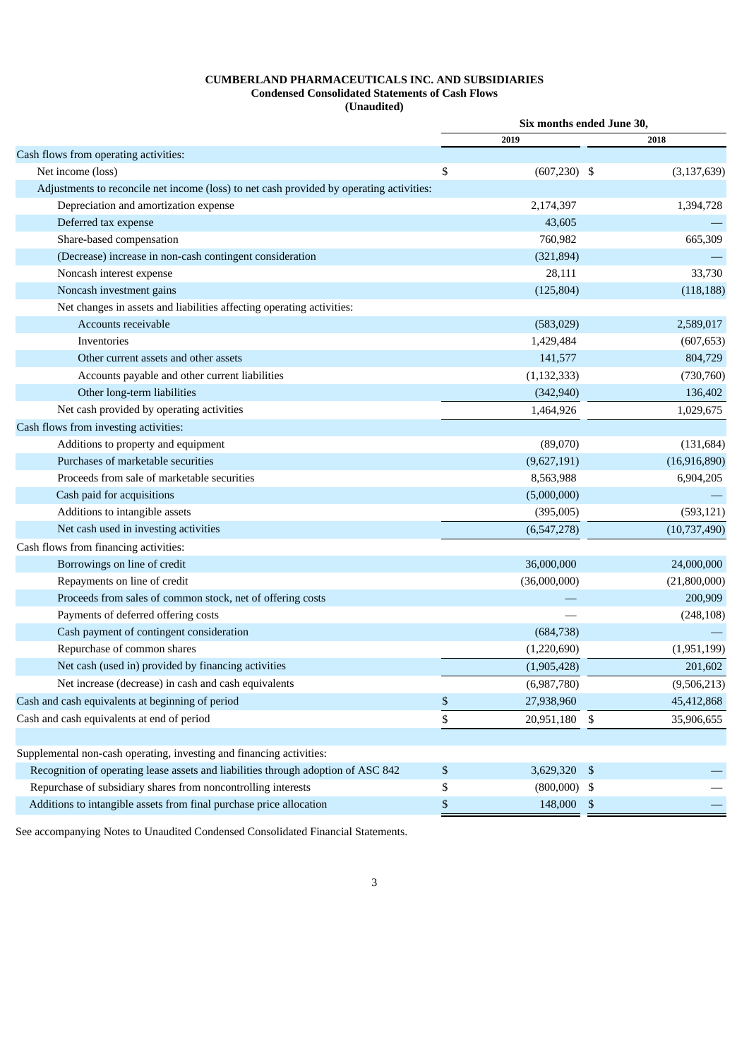**CUMBERLAND PHARMACEUTICALS INC. AND SUBSIDIARIES**
**Condensed Consolidated Statements of Cash Flows**
**(Unaudited)**

| | Six months ended June 30, | |
|---|---|---|
| | 2019 | 2018 |
| Cash flows from operating activities: | | |
| Net income (loss) | $ (607,230) | $ (3,137,639) |
| Adjustments to reconcile net income (loss) to net cash provided by operating activities: | | |
| Depreciation and amortization expense | 2,174,397 | 1,394,728 |
| Deferred tax expense | 43,605 | — |
| Share-based compensation | 760,982 | 665,309 |
| (Decrease) increase in non-cash contingent consideration | (321,894) | — |
| Noncash interest expense | 28,111 | 33,730 |
| Noncash investment gains | (125,804) | (118,188) |
| Net changes in assets and liabilities affecting operating activities: | | |
| Accounts receivable | (583,029) | 2,589,017 |
| Inventories | 1,429,484 | (607,653) |
| Other current assets and other assets | 141,577 | 804,729 |
| Accounts payable and other current liabilities | (1,132,333) | (730,760) |
| Other long-term liabilities | (342,940) | 136,402 |
| Net cash provided by operating activities | 1,464,926 | 1,029,675 |
| Cash flows from investing activities: | | |
| Additions to property and equipment | (89,070) | (131,684) |
| Purchases of marketable securities | (9,627,191) | (16,916,890) |
| Proceeds from sale of marketable securities | 8,563,988 | 6,904,205 |
| Cash paid for acquisitions | (5,000,000) | — |
| Additions to intangible assets | (395,005) | (593,121) |
| Net cash used in investing activities | (6,547,278) | (10,737,490) |
| Cash flows from financing activities: | | |
| Borrowings on line of credit | 36,000,000 | 24,000,000 |
| Repayments on line of credit | (36,000,000) | (21,800,000) |
| Proceeds from sales of common stock, net of offering costs | — | 200,909 |
| Payments of deferred offering costs | — | (248,108) |
| Cash payment of contingent consideration | (684,738) | — |
| Repurchase of common shares | (1,220,690) | (1,951,199) |
| Net cash (used in) provided by financing activities | (1,905,428) | 201,602 |
| Net increase (decrease) in cash and cash equivalents | (6,987,780) | (9,506,213) |
| Cash and cash equivalents at beginning of period | $ 27,938,960 | 45,412,868 |
| Cash and cash equivalents at end of period | $ 20,951,180 | $ 35,906,655 |
| | | |
| Supplemental non-cash operating, investing and financing activities: | | |
| Recognition of operating lease assets and liabilities through adoption of ASC 842 | $ 3,629,320 | $ — |
| Repurchase of subsidiary shares from noncontrolling interests | $ (800,000) | $ — |
| Additions to intangible assets from final purchase price allocation | $ 148,000 | $ — |

See accompanying Notes to Unaudited Condensed Consolidated Financial Statements.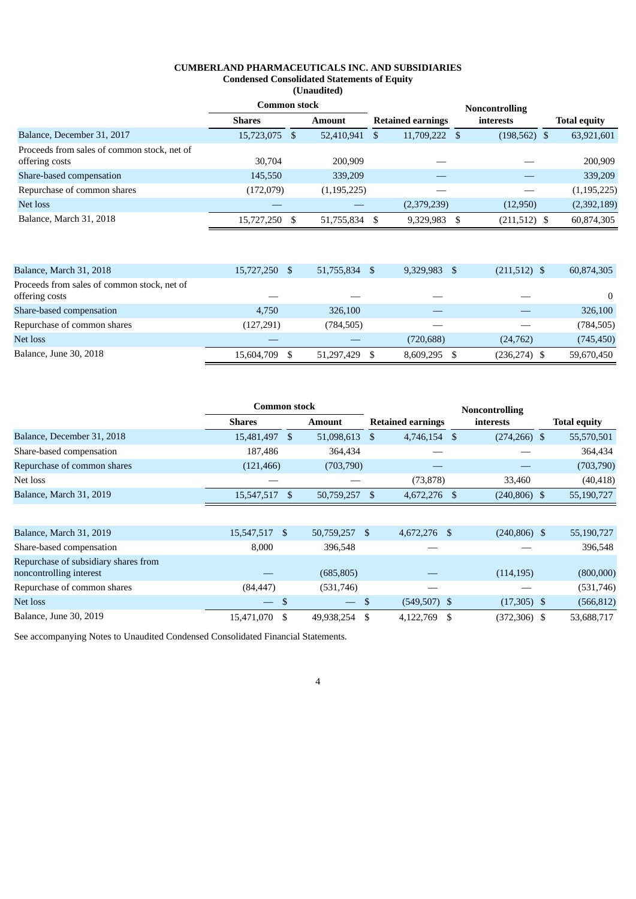**CUMBERLAND PHARMACEUTICALS INC. AND SUBSIDIARIES**
**Condensed Consolidated Statements of Equity**
**(Unaudited)**

| | Common stock | | | Noncontrolling | |
|---|---|---|---|---|---|
| | Shares | Amount | Retained earnings | interests | Total equity |
| Balance, December 31, 2017 | 15,723,075 | $ 52,410,941 | $ 11,709,222 | $ (198,562) | $ 63,921,601 |
| Proceeds from sales of common stock, net of offering costs | 30,704 | 200,909 | — | — | 200,909 |
| Share-based compensation | 145,550 | 339,209 | — | — | 339,209 |
| Repurchase of common shares | (172,079) | (1,195,225) | — | — | (1,195,225) |
| Net loss | — | — | (2,379,239) | (12,950) | (2,392,189) |
| Balance, March 31, 2018 | 15,727,250 | $ 51,755,834 | $ 9,329,983 | $ (211,512) | $ 60,874,305 |
| | | | | | |
| Balance, March 31, 2018 | 15,727,250 | $ 51,755,834 | $ 9,329,983 | $ (211,512) | $ 60,874,305 |
| Proceeds from sales of common stock, net of offering costs | — | — | — | — | 0 |
| Share-based compensation | 4,750 | 326,100 | — | — | 326,100 |
| Repurchase of common shares | (127,291) | (784,505) | — | — | (784,505) |
| Net loss | — | — | (720,688) | (24,762) | (745,450) |
| Balance, June 30, 2018 | 15,604,709 | $ 51,297,429 | $ 8,609,295 | $ (236,274) | $ 59,670,450 |

| | Common stock | | | Noncontrolling | |
|---|---|---|---|---|---|
| | Shares | Amount | Retained earnings | interests | Total equity |
| Balance, December 31, 2018 | 15,481,497 | $ 51,098,613 | $ 4,746,154 | $ (274,266) | $ 55,570,501 |
| Share-based compensation | 187,486 | 364,434 | — | — | 364,434 |
| Repurchase of common shares | (121,466) | (703,790) | — | — | (703,790) |
| Net loss | — | — | (73,878) | 33,460 | (40,418) |
| Balance, March 31, 2019 | 15,547,517 | $ 50,759,257 | $ 4,672,276 | $ (240,806) | $ 55,190,727 |
| | | | | | |
| Balance, March 31, 2019 | 15,547,517 | $ 50,759,257 | $ 4,672,276 | $ (240,806) | $ 55,190,727 |
| Share-based compensation | 8,000 | 396,548 | — | — | 396,548 |
| Repurchase of subsidiary shares from noncontrolling interest | — | (685,805) | — | (114,195) | (800,000) |
| Repurchase of common shares | (84,447) | (531,746) | — | — | (531,746) |
| Net loss | — | $ — | $ (549,507) | $ (17,305) | $ (566,812) |
| Balance, June 30, 2019 | 15,471,070 | $ 49,938,254 | $ 4,122,769 | $ (372,306) | $ 53,688,717 |

See accompanying Notes to Unaudited Condensed Consolidated Financial Statements.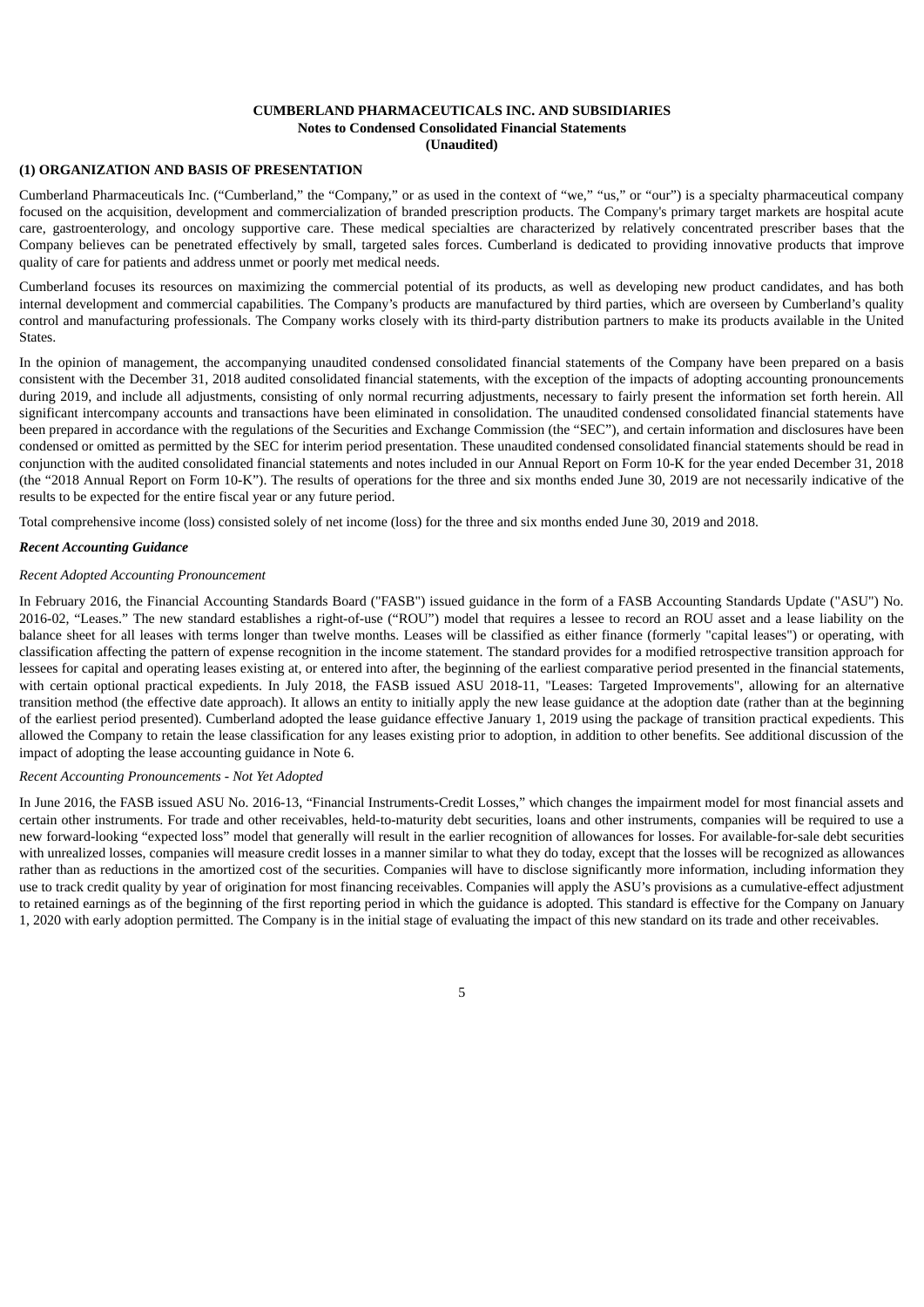**CUMBERLAND PHARMACEUTICALS INC. AND SUBSIDIARIES**
**Notes to Condensed Consolidated Financial Statements**
**(Unaudited)**

## (1) ORGANIZATION AND BASIS OF PRESENTATION

Cumberland Pharmaceuticals Inc. ("Cumberland," the "Company," or as used in the context of "we," "us," or "our") is a specialty pharmaceutical company focused on the acquisition, development and commercialization of branded prescription products. The Company's primary target markets are hospital acute care, gastroenterology, and oncology supportive care. These medical specialties are characterized by relatively concentrated prescriber bases that the Company believes can be penetrated effectively by small, targeted sales forces. Cumberland is dedicated to providing innovative products that improve quality of care for patients and address unmet or poorly met medical needs.

Cumberland focuses its resources on maximizing the commercial potential of its products, as well as developing new product candidates, and has both internal development and commercial capabilities. The Company's products are manufactured by third parties, which are overseen by Cumberland's quality control and manufacturing professionals. The Company works closely with its third-party distribution partners to make its products available in the United States.

In the opinion of management, the accompanying unaudited condensed consolidated financial statements of the Company have been prepared on a basis consistent with the December 31, 2018 audited consolidated financial statements, with the exception of the impacts of adopting accounting pronouncements during 2019, and include all adjustments, consisting of only normal recurring adjustments, necessary to fairly present the information set forth herein. All significant intercompany accounts and transactions have been eliminated in consolidation. The unaudited condensed consolidated financial statements have been prepared in accordance with the regulations of the Securities and Exchange Commission (the "SEC"), and certain information and disclosures have been condensed or omitted as permitted by the SEC for interim period presentation. These unaudited condensed consolidated financial statements should be read in conjunction with the audited consolidated financial statements and notes included in our Annual Report on Form 10-K for the year ended December 31, 2018 (the "2018 Annual Report on Form 10-K"). The results of operations for the three and six months ended June 30, 2019 are not necessarily indicative of the results to be expected for the entire fiscal year or any future period.

Total comprehensive income (loss) consisted solely of net income (loss) for the three and six months ended June 30, 2019 and 2018.

***Recent Accounting Guidance***

*Recent Adopted Accounting Pronouncement*

In February 2016, the Financial Accounting Standards Board ("FASB") issued guidance in the form of a FASB Accounting Standards Update ("ASU") No. 2016-02, "Leases." The new standard establishes a right-of-use ("ROU") model that requires a lessee to record an ROU asset and a lease liability on the balance sheet for all leases with terms longer than twelve months. Leases will be classified as either finance (formerly "capital leases") or operating, with classification affecting the pattern of expense recognition in the income statement. The standard provides for a modified retrospective transition approach for lessees for capital and operating leases existing at, or entered into after, the beginning of the earliest comparative period presented in the financial statements, with certain optional practical expedients. In July 2018, the FASB issued ASU 2018-11, "Leases: Targeted Improvements", allowing for an alternative transition method (the effective date approach). It allows an entity to initially apply the new lease guidance at the adoption date (rather than at the beginning of the earliest period presented). Cumberland adopted the lease guidance effective January 1, 2019 using the package of transition practical expedients. This allowed the Company to retain the lease classification for any leases existing prior to adoption, in addition to other benefits. See additional discussion of the impact of adopting the lease accounting guidance in Note 6.

*Recent Accounting Pronouncements - Not Yet Adopted*

In June 2016, the FASB issued ASU No. 2016-13, "Financial Instruments-Credit Losses," which changes the impairment model for most financial assets and certain other instruments. For trade and other receivables, held-to-maturity debt securities, loans and other instruments, companies will be required to use a new forward-looking "expected loss" model that generally will result in the earlier recognition of allowances for losses. For available-for-sale debt securities with unrealized losses, companies will measure credit losses in a manner similar to what they do today, except that the losses will be recognized as allowances rather than as reductions in the amortized cost of the securities. Companies will have to disclose significantly more information, including information they use to track credit quality by year of origination for most financing receivables. Companies will apply the ASU's provisions as a cumulative-effect adjustment to retained earnings as of the beginning of the first reporting period in which the guidance is adopted. This standard is effective for the Company on January 1, 2020 with early adoption permitted. The Company is in the initial stage of evaluating the impact of this new standard on its trade and other receivables.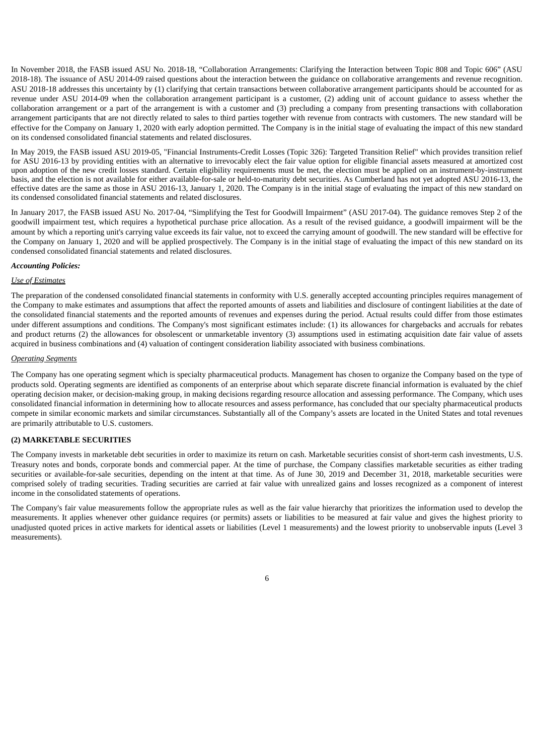In November 2018, the FASB issued ASU No. 2018-18, “Collaboration Arrangements: Clarifying the Interaction between Topic 808 and Topic 606” (ASU 2018-18). The issuance of ASU 2014-09 raised questions about the interaction between the guidance on collaborative arrangements and revenue recognition. ASU 2018-18 addresses this uncertainty by (1) clarifying that certain transactions between collaborative arrangement participants should be accounted for as revenue under ASU 2014-09 when the collaboration arrangement participant is a customer, (2) adding unit of account guidance to assess whether the collaboration arrangement or a part of the arrangement is with a customer and (3) precluding a company from presenting transactions with collaboration arrangement participants that are not directly related to sales to third parties together with revenue from contracts with customers. The new standard will be effective for the Company on January 1, 2020 with early adoption permitted. The Company is in the initial stage of evaluating the impact of this new standard on its condensed consolidated financial statements and related disclosures.

In May 2019, the FASB issued ASU 2019-05, "Financial Instruments-Credit Losses (Topic 326): Targeted Transition Relief" which provides transition relief for ASU 2016-13 by providing entities with an alternative to irrevocably elect the fair value option for eligible financial assets measured at amortized cost upon adoption of the new credit losses standard. Certain eligibility requirements must be met, the election must be applied on an instrument-by-instrument basis, and the election is not available for either available-for-sale or held-to-maturity debt securities. As Cumberland has not yet adopted ASU 2016-13, the effective dates are the same as those in ASU 2016-13, January 1, 2020. The Company is in the initial stage of evaluating the impact of this new standard on its condensed consolidated financial statements and related disclosures.

In January 2017, the FASB issued ASU No. 2017-04, “Simplifying the Test for Goodwill Impairment” (ASU 2017-04). The guidance removes Step 2 of the goodwill impairment test, which requires a hypothetical purchase price allocation. As a result of the revised guidance, a goodwill impairment will be the amount by which a reporting unit's carrying value exceeds its fair value, not to exceed the carrying amount of goodwill. The new standard will be effective for the Company on January 1, 2020 and will be applied prospectively. The Company is in the initial stage of evaluating the impact of this new standard on its condensed consolidated financial statements and related disclosures.

***Accounting Policies:***

*Use of Estimates*

The preparation of the condensed consolidated financial statements in conformity with U.S. generally accepted accounting principles requires management of the Company to make estimates and assumptions that affect the reported amounts of assets and liabilities and disclosure of contingent liabilities at the date of the consolidated financial statements and the reported amounts of revenues and expenses during the period. Actual results could differ from those estimates under different assumptions and conditions. The Company's most significant estimates include: (1) its allowances for chargebacks and accruals for rebates and product returns (2) the allowances for obsolescent or unmarketable inventory (3) assumptions used in estimating acquisition date fair value of assets acquired in business combinations and (4) valuation of contingent consideration liability associated with business combinations.

*Operating Segments*

The Company has one operating segment which is specialty pharmaceutical products. Management has chosen to organize the Company based on the type of products sold. Operating segments are identified as components of an enterprise about which separate discrete financial information is evaluated by the chief operating decision maker, or decision-making group, in making decisions regarding resource allocation and assessing performance. The Company, which uses consolidated financial information in determining how to allocate resources and assess performance, has concluded that our specialty pharmaceutical products compete in similar economic markets and similar circumstances. Substantially all of the Company’s assets are located in the United States and total revenues are primarily attributable to U.S. customers.

**(2) MARKETABLE SECURITIES**

The Company invests in marketable debt securities in order to maximize its return on cash. Marketable securities consist of short-term cash investments, U.S. Treasury notes and bonds, corporate bonds and commercial paper. At the time of purchase, the Company classifies marketable securities as either trading securities or available-for-sale securities, depending on the intent at that time. As of June 30, 2019 and December 31, 2018, marketable securities were comprised solely of trading securities. Trading securities are carried at fair value with unrealized gains and losses recognized as a component of interest income in the consolidated statements of operations.

The Company's fair value measurements follow the appropriate rules as well as the fair value hierarchy that prioritizes the information used to develop the measurements. It applies whenever other guidance requires (or permits) assets or liabilities to be measured at fair value and gives the highest priority to unadjusted quoted prices in active markets for identical assets or liabilities (Level 1 measurements) and the lowest priority to unobservable inputs (Level 3 measurements).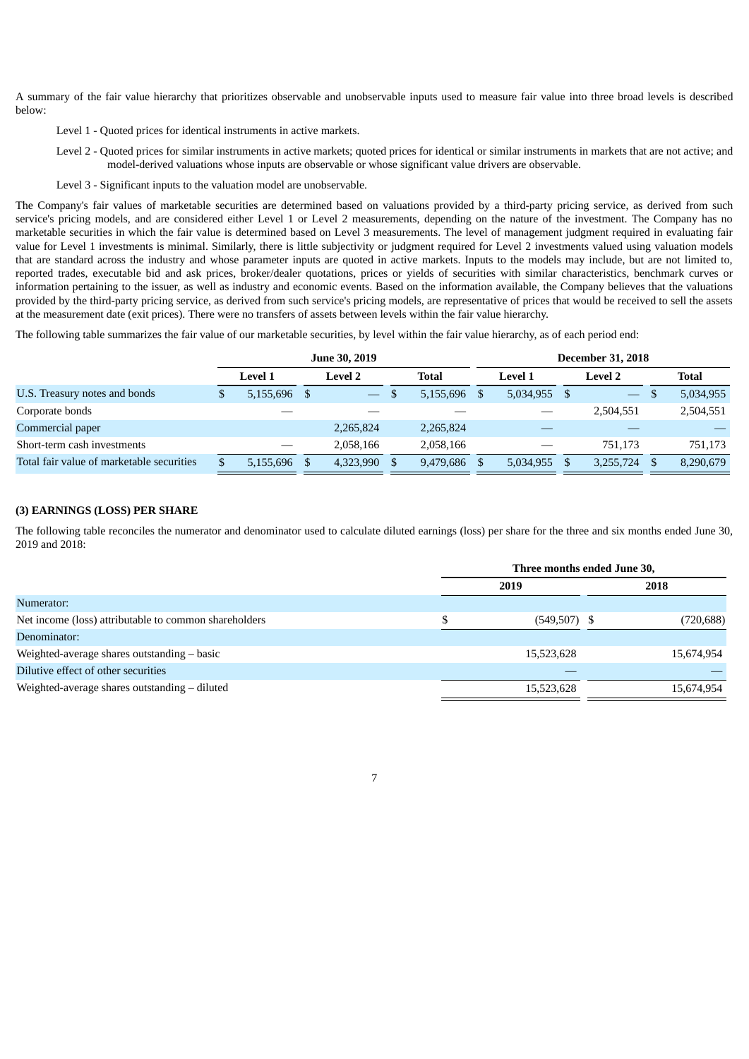A summary of the fair value hierarchy that prioritizes observable and unobservable inputs used to measure fair value into three broad levels is described below:

Level 1 - Quoted prices for identical instruments in active markets.

Level 2 - Quoted prices for similar instruments in active markets; quoted prices for identical or similar instruments in markets that are not active; and model-derived valuations whose inputs are observable or whose significant value drivers are observable.

Level 3 - Significant inputs to the valuation model are unobservable.

The Company's fair values of marketable securities are determined based on valuations provided by a third-party pricing service, as derived from such service's pricing models, and are considered either Level 1 or Level 2 measurements, depending on the nature of the investment. The Company has no marketable securities in which the fair value is determined based on Level 3 measurements. The level of management judgment required in evaluating fair value for Level 1 investments is minimal. Similarly, there is little subjectivity or judgment required for Level 2 investments valued using valuation models that are standard across the industry and whose parameter inputs are quoted in active markets. Inputs to the models may include, but are not limited to, reported trades, executable bid and ask prices, broker/dealer quotations, prices or yields of securities with similar characteristics, benchmark curves or information pertaining to the issuer, as well as industry and economic events. Based on the information available, the Company believes that the valuations provided by the third-party pricing service, as derived from such service's pricing models, are representative of prices that would be received to sell the assets at the measurement date (exit prices). There were no transfers of assets between levels within the fair value hierarchy.

The following table summarizes the fair value of our marketable securities, by level within the fair value hierarchy, as of each period end:

| | June 30, 2019 | | | December 31, 2018 | | |
|---|---|---|---|---|---|---|
| | Level 1 | Level 2 | Total | Level 1 | Level 2 | Total |
| U.S. Treasury notes and bonds | $ 5,155,696 | $ — | $ 5,155,696 | $ 5,034,955 | $ — | $ 5,034,955 |
| Corporate bonds | — | — | — | — | 2,504,551 | 2,504,551 |
| Commercial paper | | 2,265,824 | 2,265,824 | — | — | — |
| Short-term cash investments | — | 2,058,166 | 2,058,166 | — | 751,173 | 751,173 |
| Total fair value of marketable securities | $ 5,155,696 | $ 4,323,990 | $ 9,479,686 | $ 5,034,955 | $ 3,255,724 | $ 8,290,679 |

### (3) EARNINGS (LOSS) PER SHARE

The following table reconciles the numerator and denominator used to calculate diluted earnings (loss) per share for the three and six months ended June 30, 2019 and 2018:

| | Three months ended June 30, | |
|---|---|---|
| | 2019 | 2018 |
| Numerator: | | |
| Net income (loss) attributable to common shareholders | $ (549,507) | $ (720,688) |
| Denominator: | | |
| Weighted-average shares outstanding – basic | 15,523,628 | 15,674,954 |
| Dilutive effect of other securities | — | — |
| Weighted-average shares outstanding – diluted | 15,523,628 | 15,674,954 |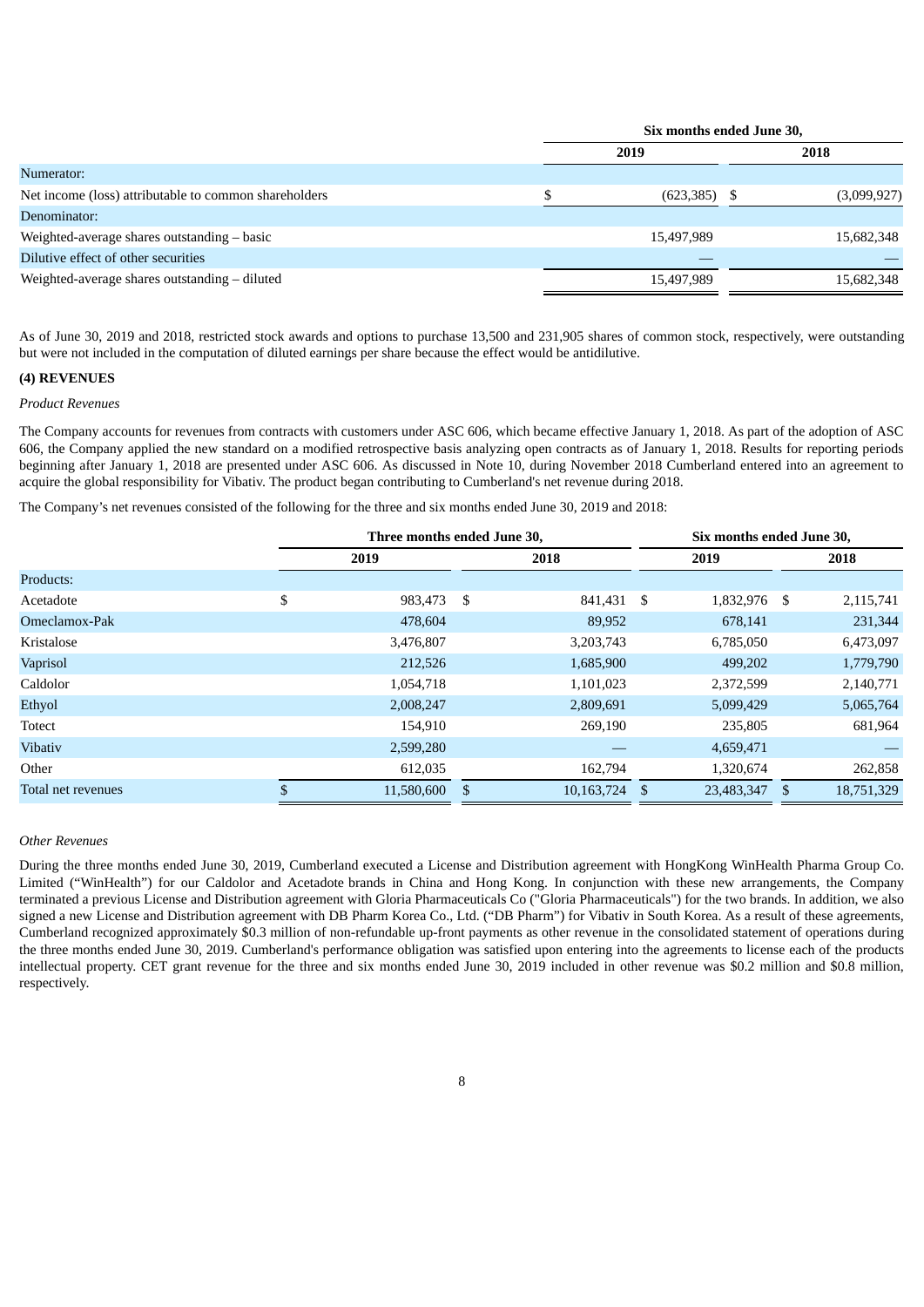|  | Six months ended June 30, |  |
| --- | --- | --- |
|  | 2019 | 2018 |
| Numerator: |  |  |
| Net income (loss) attributable to common shareholders | $ (623,385) | $ (3,099,927) |
| Denominator: |  |  |
| Weighted-average shares outstanding – basic | 15,497,989 | 15,682,348 |
| Dilutive effect of other securities | — | — |
| Weighted-average shares outstanding – diluted | 15,497,989 | 15,682,348 |

As of June 30, 2019 and 2018, restricted stock awards and options to purchase 13,500 and 231,905 shares of common stock, respectively, were outstanding but were not included in the computation of diluted earnings per share because the effect would be antidilutive.

**(4) REVENUES**

*Product Revenues*

The Company accounts for revenues from contracts with customers under ASC 606, which became effective January 1, 2018. As part of the adoption of ASC 606, the Company applied the new standard on a modified retrospective basis analyzing open contracts as of January 1, 2018. Results for reporting periods beginning after January 1, 2018 are presented under ASC 606. As discussed in Note 10, during November 2018 Cumberland entered into an agreement to acquire the global responsibility for Vibativ. The product began contributing to Cumberland's net revenue during 2018.

The Company's net revenues consisted of the following for the three and six months ended June 30, 2019 and 2018:

|  | Three months ended June 30, |  | Six months ended June 30, |  |
| --- | --- | --- | --- | --- |
|  | 2019 | 2018 | 2019 | 2018 |
| Products: |  |  |  |  |
| Acetadote | $ 983,473 | $ 841,431 | $ 1,832,976 | $ 2,115,741 |
| Omeclamox-Pak | 478,604 | 89,952 | 678,141 | 231,344 |
| Kristalose | 3,476,807 | 3,203,743 | 6,785,050 | 6,473,097 |
| Vaprisol | 212,526 | 1,685,900 | 499,202 | 1,779,790 |
| Caldolor | 1,054,718 | 1,101,023 | 2,372,599 | 2,140,771 |
| Ethyol | 2,008,247 | 2,809,691 | 5,099,429 | 5,065,764 |
| Totect | 154,910 | 269,190 | 235,805 | 681,964 |
| Vibativ | 2,599,280 | — | 4,659,471 | — |
| Other | 612,035 | 162,794 | 1,320,674 | 262,858 |
| Total net revenues | $ 11,580,600 | $ 10,163,724 | $ 23,483,347 | $ 18,751,329 |

*Other Revenues*

During the three months ended June 30, 2019, Cumberland executed a License and Distribution agreement with HongKong WinHealth Pharma Group Co. Limited ("WinHealth") for our Caldolor and Acetadote brands in China and Hong Kong. In conjunction with these new arrangements, the Company terminated a previous License and Distribution agreement with Gloria Pharmaceuticals Co ("Gloria Pharmaceuticals") for the two brands. In addition, we also signed a new License and Distribution agreement with DB Pharm Korea Co., Ltd. ("DB Pharm") for Vibativ in South Korea. As a result of these agreements, Cumberland recognized approximately $0.3 million of non-refundable up-front payments as other revenue in the consolidated statement of operations during the three months ended June 30, 2019. Cumberland's performance obligation was satisfied upon entering into the agreements to license each of the products intellectual property. CET grant revenue for the three and six months ended June 30, 2019 included in other revenue was $0.2 million and $0.8 million, respectively.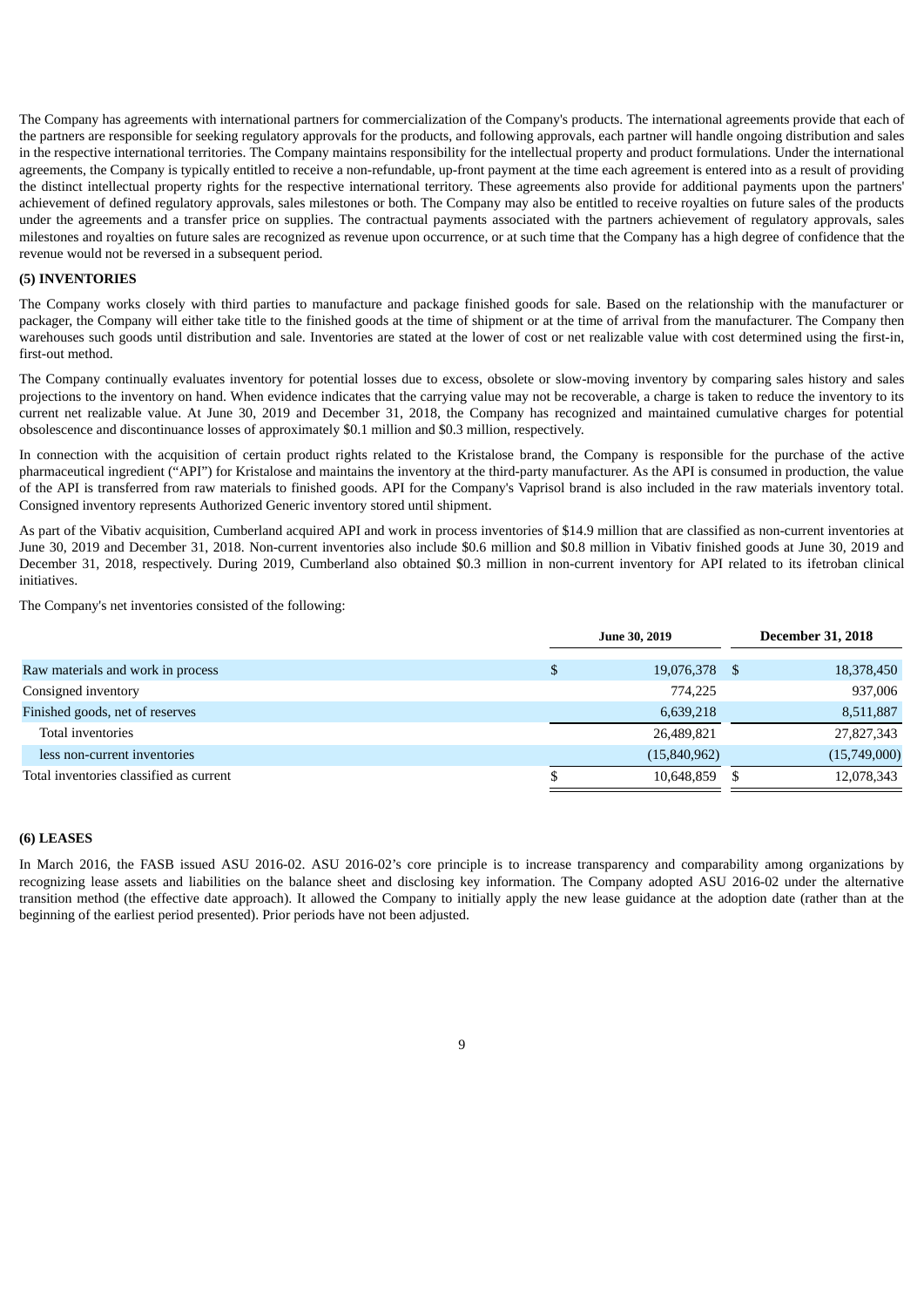The Company has agreements with international partners for commercialization of the Company's products. The international agreements provide that each of the partners are responsible for seeking regulatory approvals for the products, and following approvals, each partner will handle ongoing distribution and sales in the respective international territories. The Company maintains responsibility for the intellectual property and product formulations. Under the international agreements, the Company is typically entitled to receive a non-refundable, up-front payment at the time each agreement is entered into as a result of providing the distinct intellectual property rights for the respective international territory. These agreements also provide for additional payments upon the partners' achievement of defined regulatory approvals, sales milestones or both. The Company may also be entitled to receive royalties on future sales of the products under the agreements and a transfer price on supplies. The contractual payments associated with the partners achievement of regulatory approvals, sales milestones and royalties on future sales are recognized as revenue upon occurrence, or at such time that the Company has a high degree of confidence that the revenue would not be reversed in a subsequent period.

**(5) INVENTORIES**

The Company works closely with third parties to manufacture and package finished goods for sale. Based on the relationship with the manufacturer or packager, the Company will either take title to the finished goods at the time of shipment or at the time of arrival from the manufacturer. The Company then warehouses such goods until distribution and sale. Inventories are stated at the lower of cost or net realizable value with cost determined using the first-in, first-out method.

The Company continually evaluates inventory for potential losses due to excess, obsolete or slow-moving inventory by comparing sales history and sales projections to the inventory on hand. When evidence indicates that the carrying value may not be recoverable, a charge is taken to reduce the inventory to its current net realizable value. At June 30, 2019 and December 31, 2018, the Company has recognized and maintained cumulative charges for potential obsolescence and discontinuance losses of approximately $0.1 million and $0.3 million, respectively.

In connection with the acquisition of certain product rights related to the Kristalose brand, the Company is responsible for the purchase of the active pharmaceutical ingredient ("API") for Kristalose and maintains the inventory at the third-party manufacturer. As the API is consumed in production, the value of the API is transferred from raw materials to finished goods. API for the Company's Vaprisol brand is also included in the raw materials inventory total. Consigned inventory represents Authorized Generic inventory stored until shipment.

As part of the Vibativ acquisition, Cumberland acquired API and work in process inventories of $14.9 million that are classified as non-current inventories at June 30, 2019 and December 31, 2018. Non-current inventories also include $0.6 million and $0.8 million in Vibativ finished goods at June 30, 2019 and December 31, 2018, respectively. During 2019, Cumberland also obtained $0.3 million in non-current inventory for API related to its ifetroban clinical initiatives.

The Company's net inventories consisted of the following:

| | June 30, 2019 | December 31, 2018 |
|---|---|---|
| Raw materials and work in process | $ 19,076,378 | $ 18,378,450 |
| Consigned inventory | 774,225 | 937,006 |
| Finished goods, net of reserves | 6,639,218 | 8,511,887 |
| Total inventories | 26,489,821 | 27,827,343 |
| less non-current inventories | (15,840,962) | (15,749,000) |
| Total inventories classified as current | $ 10,648,859 | $ 12,078,343 |

**(6) LEASES**

In March 2016, the FASB issued ASU 2016-02. ASU 2016-02's core principle is to increase transparency and comparability among organizations by recognizing lease assets and liabilities on the balance sheet and disclosing key information. The Company adopted ASU 2016-02 under the alternative transition method (the effective date approach). It allowed the Company to initially apply the new lease guidance at the adoption date (rather than at the beginning of the earliest period presented). Prior periods have not been adjusted.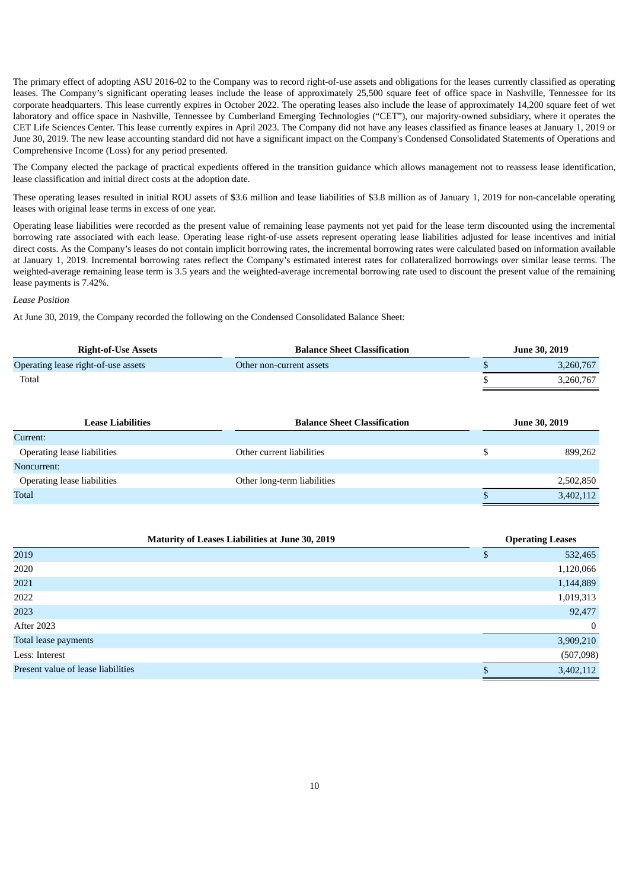The primary effect of adopting ASU 2016-02 to the Company was to record right-of-use assets and obligations for the leases currently classified as operating leases. The Company's significant operating leases include the lease of approximately 25,500 square feet of office space in Nashville, Tennessee for its corporate headquarters. This lease currently expires in October 2022. The operating leases also include the lease of approximately 14,200 square feet of wet laboratory and office space in Nashville, Tennessee by Cumberland Emerging Technologies ("CET"), our majority-owned subsidiary, where it operates the CET Life Sciences Center. This lease currently expires in April 2023. The Company did not have any leases classified as finance leases at January 1, 2019 or June 30, 2019. The new lease accounting standard did not have a significant impact on the Company's Condensed Consolidated Statements of Operations and Comprehensive Income (Loss) for any period presented.

The Company elected the package of practical expedients offered in the transition guidance which allows management not to reassess lease identification, lease classification and initial direct costs at the adoption date.

These operating leases resulted in initial ROU assets of $3.6 million and lease liabilities of $3.8 million as of January 1, 2019 for non-cancelable operating leases with original lease terms in excess of one year.

Operating lease liabilities were recorded as the present value of remaining lease payments not yet paid for the lease term discounted using the incremental borrowing rate associated with each lease. Operating lease right-of-use assets represent operating lease liabilities adjusted for lease incentives and initial direct costs. As the Company's leases do not contain implicit borrowing rates, the incremental borrowing rates were calculated based on information available at January 1, 2019. Incremental borrowing rates reflect the Company's estimated interest rates for collateralized borrowings over similar lease terms. The weighted-average remaining lease term is 3.5 years and the weighted-average incremental borrowing rate used to discount the present value of the remaining lease payments is 7.42%.

*Lease Position*

At June 30, 2019, the Company recorded the following on the Condensed Consolidated Balance Sheet:

| Right-of-Use Assets | Balance Sheet Classification | June 30, 2019 |
|---|---|---|
| Operating lease right-of-use assets | Other non-current assets | $ 3,260,767 |
| Total | | $ 3,260,767 |

| Lease Liabilities | Balance Sheet Classification | June 30, 2019 |
|---|---|---|
| Current: | | |
| Operating lease liabilities | Other current liabilities | $ 899,262 |
| Noncurrent: | | |
| Operating lease liabilities | Other long-term liabilities | 2,502,850 |
| Total | | $ 3,402,112 |

| Maturity of Leases Liabilities at June 30, 2019 | Operating Leases |
|---|---|
| 2019 | $ 532,465 |
| 2020 | 1,120,066 |
| 2021 | 1,144,889 |
| 2022 | 1,019,313 |
| 2023 | 92,477 |
| After 2023 | 0 |
| Total lease payments | 3,909,210 |
| Less: Interest | (507,098) |
| Present value of lease liabilities | $ 3,402,112 |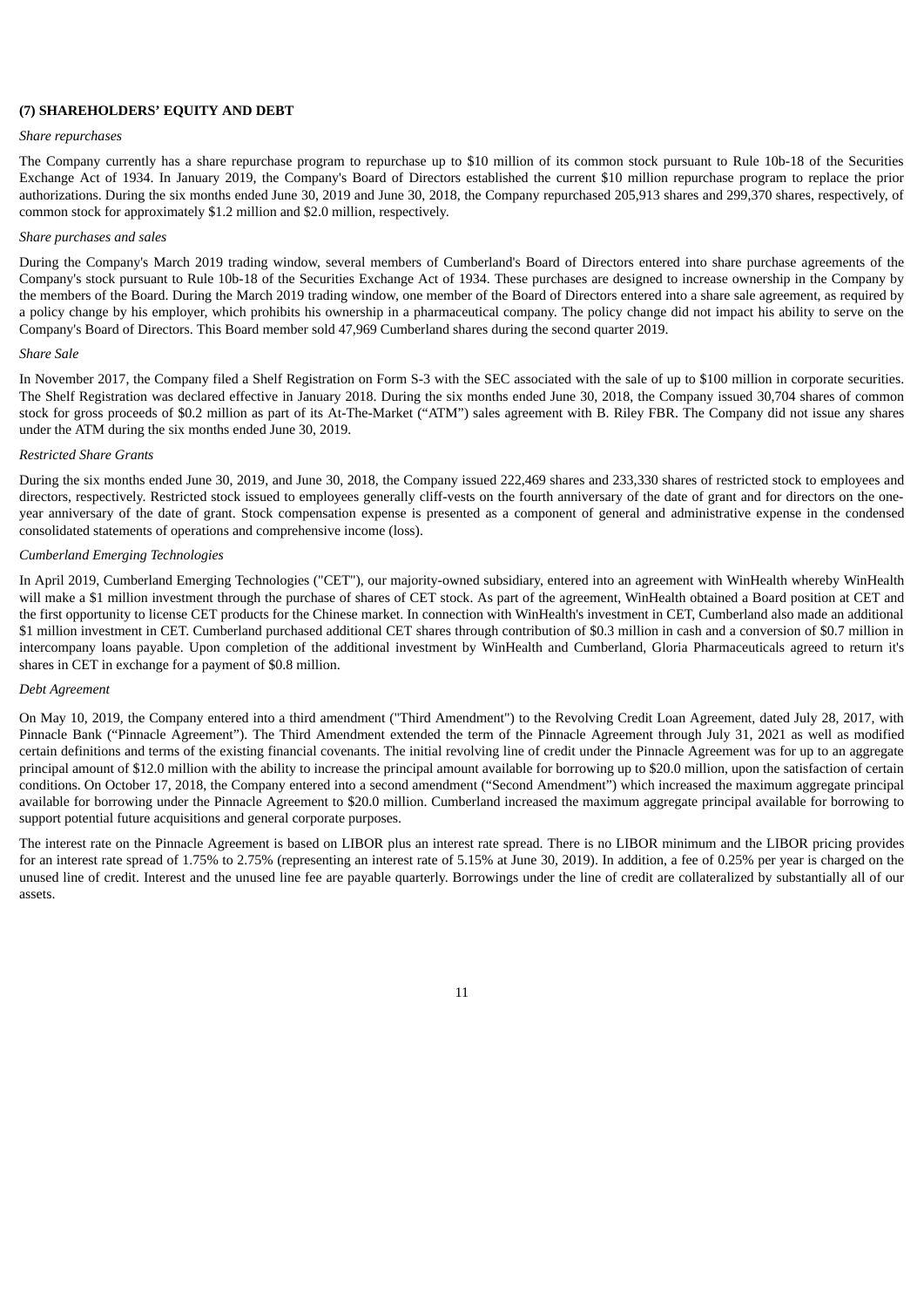**(7) SHAREHOLDERS' EQUITY AND DEBT**

*Share repurchases*

The Company currently has a share repurchase program to repurchase up to $10 million of its common stock pursuant to Rule 10b-18 of the Securities Exchange Act of 1934. In January 2019, the Company's Board of Directors established the current $10 million repurchase program to replace the prior authorizations. During the six months ended June 30, 2019 and June 30, 2018, the Company repurchased 205,913 shares and 299,370 shares, respectively, of common stock for approximately $1.2 million and $2.0 million, respectively.

*Share purchases and sales*

During the Company's March 2019 trading window, several members of Cumberland's Board of Directors entered into share purchase agreements of the Company's stock pursuant to Rule 10b-18 of the Securities Exchange Act of 1934. These purchases are designed to increase ownership in the Company by the members of the Board. During the March 2019 trading window, one member of the Board of Directors entered into a share sale agreement, as required by a policy change by his employer, which prohibits his ownership in a pharmaceutical company. The policy change did not impact his ability to serve on the Company's Board of Directors. This Board member sold 47,969 Cumberland shares during the second quarter 2019.

*Share Sale*

In November 2017, the Company filed a Shelf Registration on Form S-3 with the SEC associated with the sale of up to $100 million in corporate securities. The Shelf Registration was declared effective in January 2018. During the six months ended June 30, 2018, the Company issued 30,704 shares of common stock for gross proceeds of $0.2 million as part of its At-The-Market ("ATM") sales agreement with B. Riley FBR. The Company did not issue any shares under the ATM during the six months ended June 30, 2019.

*Restricted Share Grants*

During the six months ended June 30, 2019, and June 30, 2018, the Company issued 222,469 shares and 233,330 shares of restricted stock to employees and directors, respectively. Restricted stock issued to employees generally cliff-vests on the fourth anniversary of the date of grant and for directors on the one-year anniversary of the date of grant. Stock compensation expense is presented as a component of general and administrative expense in the condensed consolidated statements of operations and comprehensive income (loss).

*Cumberland Emerging Technologies*

In April 2019, Cumberland Emerging Technologies ("CET"), our majority-owned subsidiary, entered into an agreement with WinHealth whereby WinHealth will make a $1 million investment through the purchase of shares of CET stock. As part of the agreement, WinHealth obtained a Board position at CET and the first opportunity to license CET products for the Chinese market. In connection with WinHealth's investment in CET, Cumberland also made an additional $1 million investment in CET. Cumberland purchased additional CET shares through contribution of $0.3 million in cash and a conversion of $0.7 million in intercompany loans payable. Upon completion of the additional investment by WinHealth and Cumberland, Gloria Pharmaceuticals agreed to return it's shares in CET in exchange for a payment of $0.8 million.

*Debt Agreement*

On May 10, 2019, the Company entered into a third amendment ("Third Amendment") to the Revolving Credit Loan Agreement, dated July 28, 2017, with Pinnacle Bank ("Pinnacle Agreement"). The Third Amendment extended the term of the Pinnacle Agreement through July 31, 2021 as well as modified certain definitions and terms of the existing financial covenants. The initial revolving line of credit under the Pinnacle Agreement was for up to an aggregate principal amount of $12.0 million with the ability to increase the principal amount available for borrowing up to $20.0 million, upon the satisfaction of certain conditions. On October 17, 2018, the Company entered into a second amendment ("Second Amendment") which increased the maximum aggregate principal available for borrowing under the Pinnacle Agreement to $20.0 million. Cumberland increased the maximum aggregate principal available for borrowing to support potential future acquisitions and general corporate purposes.

The interest rate on the Pinnacle Agreement is based on LIBOR plus an interest rate spread. There is no LIBOR minimum and the LIBOR pricing provides for an interest rate spread of 1.75% to 2.75% (representing an interest rate of 5.15% at June 30, 2019). In addition, a fee of 0.25% per year is charged on the unused line of credit. Interest and the unused line fee are payable quarterly. Borrowings under the line of credit are collateralized by substantially all of our assets.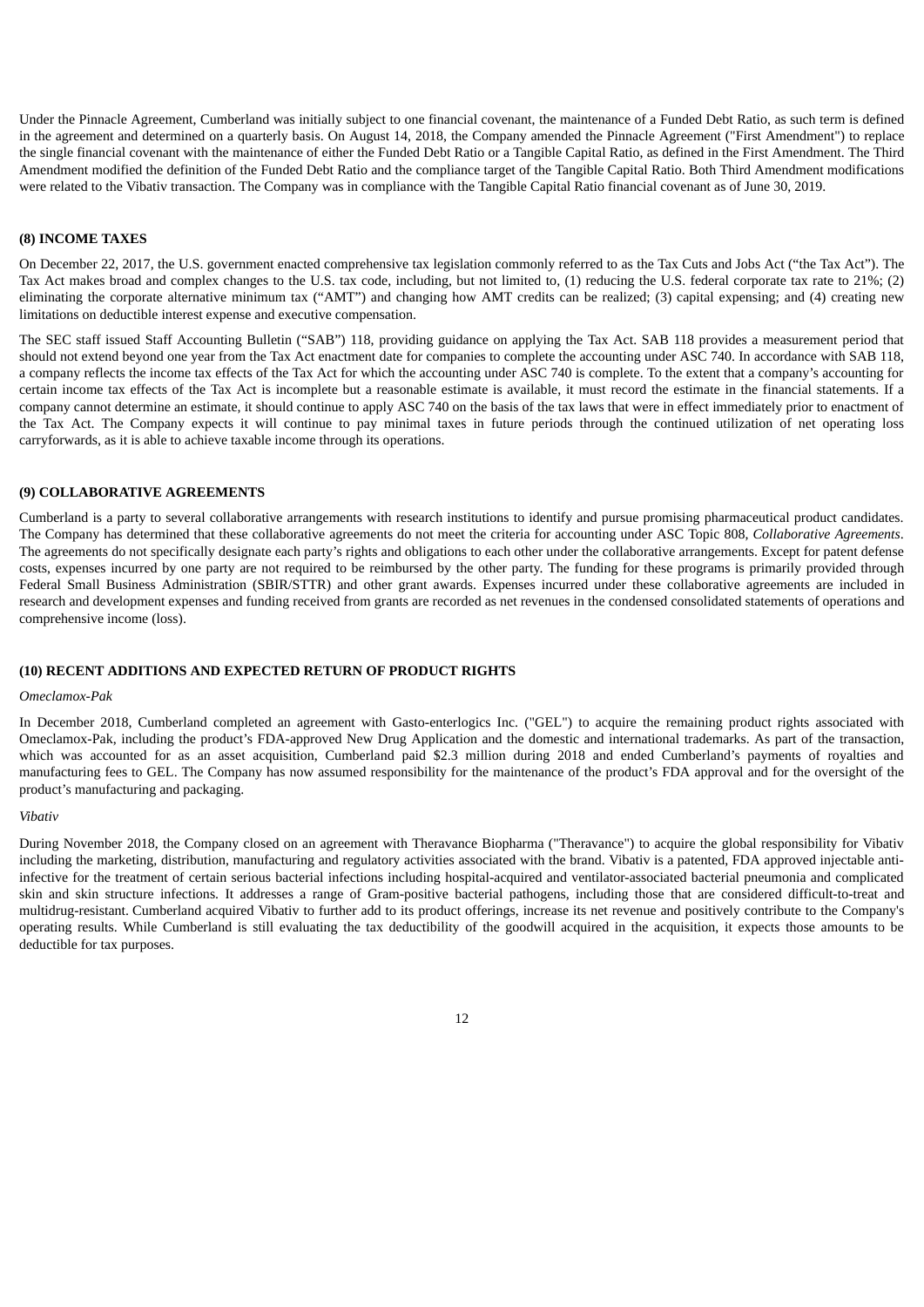Under the Pinnacle Agreement, Cumberland was initially subject to one financial covenant, the maintenance of a Funded Debt Ratio, as such term is defined in the agreement and determined on a quarterly basis. On August 14, 2018, the Company amended the Pinnacle Agreement ("First Amendment") to replace the single financial covenant with the maintenance of either the Funded Debt Ratio or a Tangible Capital Ratio, as defined in the First Amendment. The Third Amendment modified the definition of the Funded Debt Ratio and the compliance target of the Tangible Capital Ratio. Both Third Amendment modifications were related to the Vibativ transaction. The Company was in compliance with the Tangible Capital Ratio financial covenant as of June 30, 2019.

**(8) INCOME TAXES**

On December 22, 2017, the U.S. government enacted comprehensive tax legislation commonly referred to as the Tax Cuts and Jobs Act ("the Tax Act"). The Tax Act makes broad and complex changes to the U.S. tax code, including, but not limited to, (1) reducing the U.S. federal corporate tax rate to 21%; (2) eliminating the corporate alternative minimum tax ("AMT") and changing how AMT credits can be realized; (3) capital expensing; and (4) creating new limitations on deductible interest expense and executive compensation.

The SEC staff issued Staff Accounting Bulletin ("SAB") 118, providing guidance on applying the Tax Act. SAB 118 provides a measurement period that should not extend beyond one year from the Tax Act enactment date for companies to complete the accounting under ASC 740. In accordance with SAB 118, a company reflects the income tax effects of the Tax Act for which the accounting under ASC 740 is complete. To the extent that a company's accounting for certain income tax effects of the Tax Act is incomplete but a reasonable estimate is available, it must record the estimate in the financial statements. If a company cannot determine an estimate, it should continue to apply ASC 740 on the basis of the tax laws that were in effect immediately prior to enactment of the Tax Act. The Company expects it will continue to pay minimal taxes in future periods through the continued utilization of net operating loss carryforwards, as it is able to achieve taxable income through its operations.

**(9) COLLABORATIVE AGREEMENTS**

Cumberland is a party to several collaborative arrangements with research institutions to identify and pursue promising pharmaceutical product candidates. The Company has determined that these collaborative agreements do not meet the criteria for accounting under ASC Topic 808, *Collaborative Agreements*. The agreements do not specifically designate each party's rights and obligations to each other under the collaborative arrangements. Except for patent defense costs, expenses incurred by one party are not required to be reimbursed by the other party. The funding for these programs is primarily provided through Federal Small Business Administration (SBIR/STTR) and other grant awards. Expenses incurred under these collaborative agreements are included in research and development expenses and funding received from grants are recorded as net revenues in the condensed consolidated statements of operations and comprehensive income (loss).

**(10) RECENT ADDITIONS AND EXPECTED RETURN OF PRODUCT RIGHTS**

*Omeclamox-Pak*

In December 2018, Cumberland completed an agreement with Gasto-enterlogics Inc. ("GEL") to acquire the remaining product rights associated with Omeclamox-Pak, including the product's FDA-approved New Drug Application and the domestic and international trademarks. As part of the transaction, which was accounted for as an asset acquisition, Cumberland paid $2.3 million during 2018 and ended Cumberland's payments of royalties and manufacturing fees to GEL. The Company has now assumed responsibility for the maintenance of the product's FDA approval and for the oversight of the product's manufacturing and packaging.

*Vibativ*

During November 2018, the Company closed on an agreement with Theravance Biopharma ("Theravance") to acquire the global responsibility for Vibativ including the marketing, distribution, manufacturing and regulatory activities associated with the brand. Vibativ is a patented, FDA approved injectable anti-infective for the treatment of certain serious bacterial infections including hospital-acquired and ventilator-associated bacterial pneumonia and complicated skin and skin structure infections. It addresses a range of Gram-positive bacterial pathogens, including those that are considered difficult-to-treat and multidrug-resistant. Cumberland acquired Vibativ to further add to its product offerings, increase its net revenue and positively contribute to the Company's operating results. While Cumberland is still evaluating the tax deductibility of the goodwill acquired in the acquisition, it expects those amounts to be deductible for tax purposes.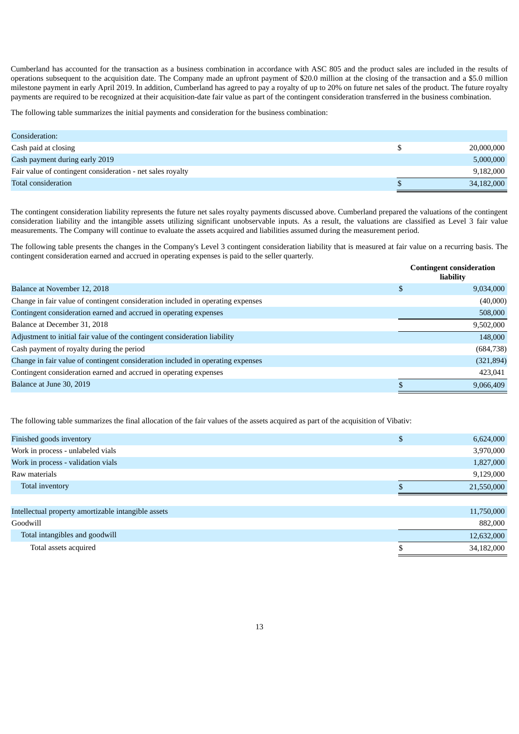Cumberland has accounted for the transaction as a business combination in accordance with ASC 805 and the product sales are included in the results of operations subsequent to the acquisition date. The Company made an upfront payment of $20.0 million at the closing of the transaction and a $5.0 million milestone payment in early April 2019. In addition, Cumberland has agreed to pay a royalty of up to 20% on future net sales of the product. The future royalty payments are required to be recognized at their acquisition-date fair value as part of the contingent consideration transferred in the business combination.

The following table summarizes the initial payments and consideration for the business combination:

| | | |
|---|---|---|
| Consideration: | | |
| Cash paid at closing | $ | 20,000,000 |
| Cash payment during early 2019 | | 5,000,000 |
| Fair value of contingent consideration - net sales royalty | | 9,182,000 |
| Total consideration | $ | 34,182,000 |

The contingent consideration liability represents the future net sales royalty payments discussed above. Cumberland prepared the valuations of the contingent consideration liability and the intangible assets utilizing significant unobservable inputs. As a result, the valuations are classified as Level 3 fair value measurements. The Company will continue to evaluate the assets acquired and liabilities assumed during the measurement period.

The following table presents the changes in the Company's Level 3 contingent consideration liability that is measured at fair value on a recurring basis. The contingent consideration earned and accrued in operating expenses is paid to the seller quarterly.

| | | Contingent consideration liability |
|---|---|---|
| Balance at November 12, 2018 | $ | 9,034,000 |
| Change in fair value of contingent consideration included in operating expenses | | (40,000) |
| Contingent consideration earned and accrued in operating expenses | | 508,000 |
| Balance at December 31, 2018 | | 9,502,000 |
| Adjustment to initial fair value of the contingent consideration liability | | 148,000 |
| Cash payment of royalty during the period | | (684,738) |
| Change in fair value of contingent consideration included in operating expenses | | (321,894) |
| Contingent consideration earned and accrued in operating expenses | | 423,041 |
| Balance at June 30, 2019 | $ | 9,066,409 |

The following table summarizes the final allocation of the fair values of the assets acquired as part of the acquisition of Vibativ:

| | | |
|---|---|---|
| Finished goods inventory | $ | 6,624,000 |
| Work in process - unlabeled vials | | 3,970,000 |
| Work in process - validation vials | | 1,827,000 |
| Raw materials | | 9,129,000 |
| Total inventory | $ | 21,550,000 |
| | | |
| Intellectual property amortizable intangible assets | | 11,750,000 |
| Goodwill | | 882,000 |
| Total intangibles and goodwill | | 12,632,000 |
| Total assets acquired | $ | 34,182,000 |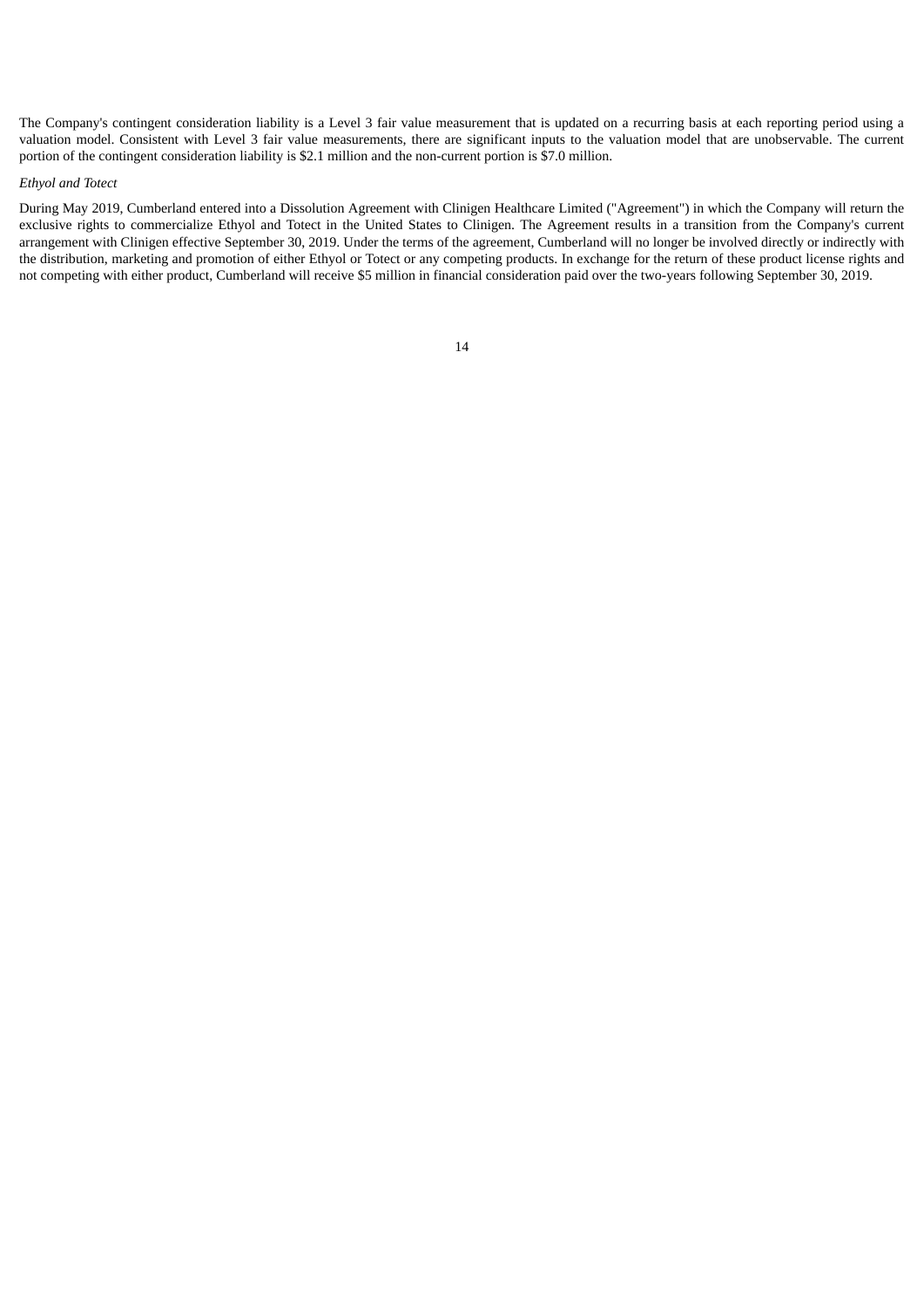The Company's contingent consideration liability is a Level 3 fair value measurement that is updated on a recurring basis at each reporting period using a valuation model. Consistent with Level 3 fair value measurements, there are significant inputs to the valuation model that are unobservable. The current portion of the contingent consideration liability is $2.1 million and the non-current portion is $7.0 million.

*Ethyol and Totect*

During May 2019, Cumberland entered into a Dissolution Agreement with Clinigen Healthcare Limited ("Agreement") in which the Company will return the exclusive rights to commercialize Ethyol and Totect in the United States to Clinigen. The Agreement results in a transition from the Company's current arrangement with Clinigen effective September 30, 2019. Under the terms of the agreement, Cumberland will no longer be involved directly or indirectly with the distribution, marketing and promotion of either Ethyol or Totect or any competing products. In exchange for the return of these product license rights and not competing with either product, Cumberland will receive $5 million in financial consideration paid over the two-years following September 30, 2019.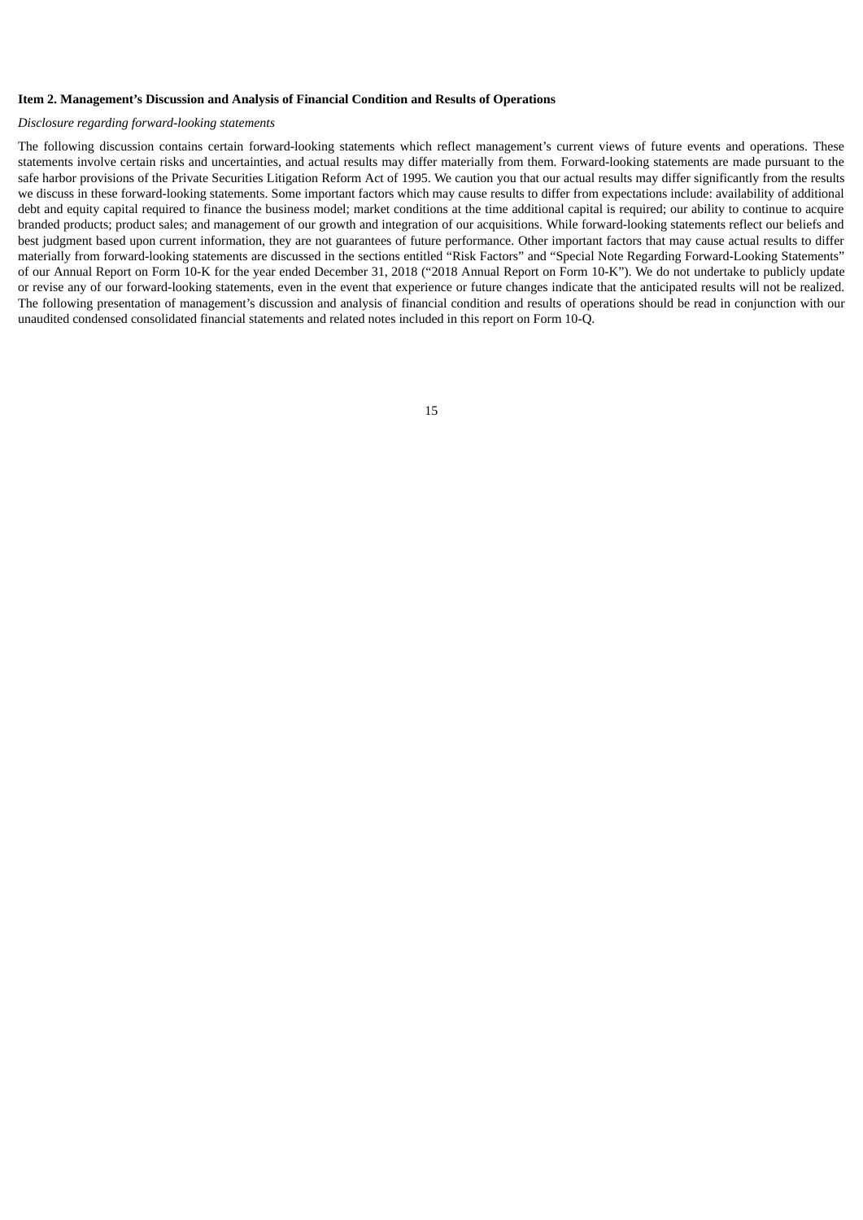**Item 2. Management's Discussion and Analysis of Financial Condition and Results of Operations**

*Disclosure regarding forward-looking statements*

The following discussion contains certain forward-looking statements which reflect management's current views of future events and operations. These statements involve certain risks and uncertainties, and actual results may differ materially from them. Forward-looking statements are made pursuant to the safe harbor provisions of the Private Securities Litigation Reform Act of 1995. We caution you that our actual results may differ significantly from the results we discuss in these forward-looking statements. Some important factors which may cause results to differ from expectations include: availability of additional debt and equity capital required to finance the business model; market conditions at the time additional capital is required; our ability to continue to acquire branded products; product sales; and management of our growth and integration of our acquisitions. While forward-looking statements reflect our beliefs and best judgment based upon current information, they are not guarantees of future performance. Other important factors that may cause actual results to differ materially from forward-looking statements are discussed in the sections entitled "Risk Factors" and "Special Note Regarding Forward-Looking Statements" of our Annual Report on Form 10-K for the year ended December 31, 2018 ("2018 Annual Report on Form 10-K"). We do not undertake to publicly update or revise any of our forward-looking statements, even in the event that experience or future changes indicate that the anticipated results will not be realized. The following presentation of management's discussion and analysis of financial condition and results of operations should be read in conjunction with our unaudited condensed consolidated financial statements and related notes included in this report on Form 10-Q.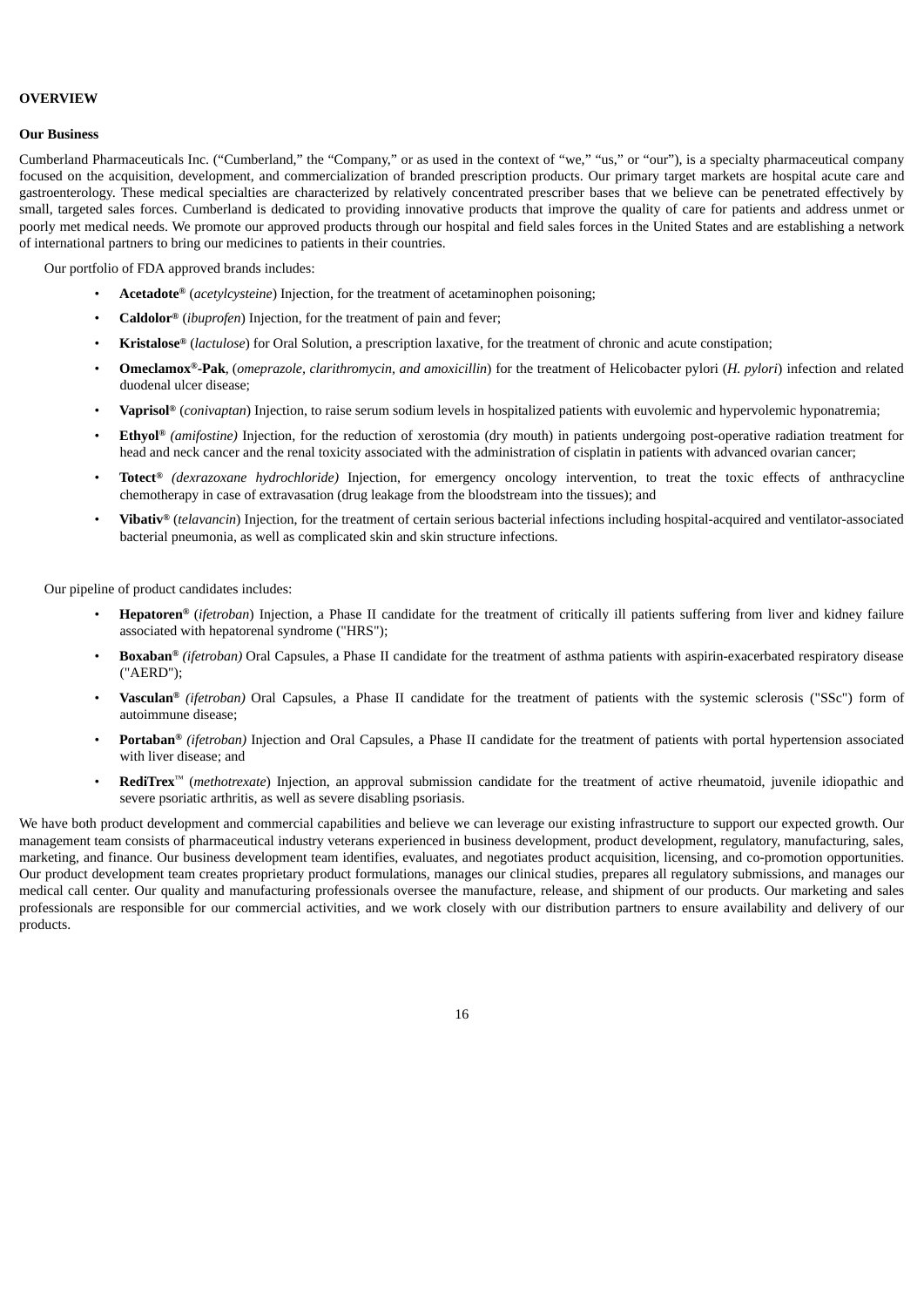**OVERVIEW**

**Our Business**

Cumberland Pharmaceuticals Inc. ("Cumberland," the "Company," or as used in the context of "we," "us," or "our"), is a specialty pharmaceutical company focused on the acquisition, development, and commercialization of branded prescription products. Our primary target markets are hospital acute care and gastroenterology. These medical specialties are characterized by relatively concentrated prescriber bases that we believe can be penetrated effectively by small, targeted sales forces. Cumberland is dedicated to providing innovative products that improve the quality of care for patients and address unmet or poorly met medical needs. We promote our approved products through our hospital and field sales forces in the United States and are establishing a network of international partners to bring our medicines to patients in their countries.

Our portfolio of FDA approved brands includes:

- **Acetadote®** (*acetylcysteine*) Injection, for the treatment of acetaminophen poisoning;
- **Caldolor®** (*ibuprofen*) Injection, for the treatment of pain and fever;
- **Kristalose®** (*lactulose*) for Oral Solution, a prescription laxative, for the treatment of chronic and acute constipation;
- **Omeclamox®-Pak**, (*omeprazole, clarithromycin, and amoxicillin*) for the treatment of Helicobacter pylori (*H. pylori*) infection and related duodenal ulcer disease;
- **Vaprisol®** (*conivaptan*) Injection, to raise serum sodium levels in hospitalized patients with euvolemic and hypervolemic hyponatremia;
- **Ethyol®** *(amifostine)* Injection, for the reduction of xerostomia (dry mouth) in patients undergoing post-operative radiation treatment for head and neck cancer and the renal toxicity associated with the administration of cisplatin in patients with advanced ovarian cancer;
- **Totect®** *(dexrazoxane hydrochloride)* Injection, for emergency oncology intervention, to treat the toxic effects of anthracycline chemotherapy in case of extravasation (drug leakage from the bloodstream into the tissues); and
- **Vibativ®** (*telavancin*) Injection, for the treatment of certain serious bacterial infections including hospital-acquired and ventilator-associated bacterial pneumonia, as well as complicated skin and skin structure infections.

Our pipeline of product candidates includes:

- **Hepatoren®** (*ifetroban*) Injection, a Phase II candidate for the treatment of critically ill patients suffering from liver and kidney failure associated with hepatorenal syndrome ("HRS");
- **Boxaban®** *(ifetroban)* Oral Capsules, a Phase II candidate for the treatment of asthma patients with aspirin-exacerbated respiratory disease ("AERD");
- **Vasculan®** *(ifetroban)* Oral Capsules, a Phase II candidate for the treatment of patients with the systemic sclerosis ("SSc") form of autoimmune disease;
- **Portaban®** *(ifetroban)* Injection and Oral Capsules, a Phase II candidate for the treatment of patients with portal hypertension associated with liver disease; and
- **RediTrex**™ (*methotrexate*) Injection, an approval submission candidate for the treatment of active rheumatoid, juvenile idiopathic and severe psoriatic arthritis, as well as severe disabling psoriasis.

We have both product development and commercial capabilities and believe we can leverage our existing infrastructure to support our expected growth. Our management team consists of pharmaceutical industry veterans experienced in business development, product development, regulatory, manufacturing, sales, marketing, and finance. Our business development team identifies, evaluates, and negotiates product acquisition, licensing, and co-promotion opportunities. Our product development team creates proprietary product formulations, manages our clinical studies, prepares all regulatory submissions, and manages our medical call center. Our quality and manufacturing professionals oversee the manufacture, release, and shipment of our products. Our marketing and sales professionals are responsible for our commercial activities, and we work closely with our distribution partners to ensure availability and delivery of our products.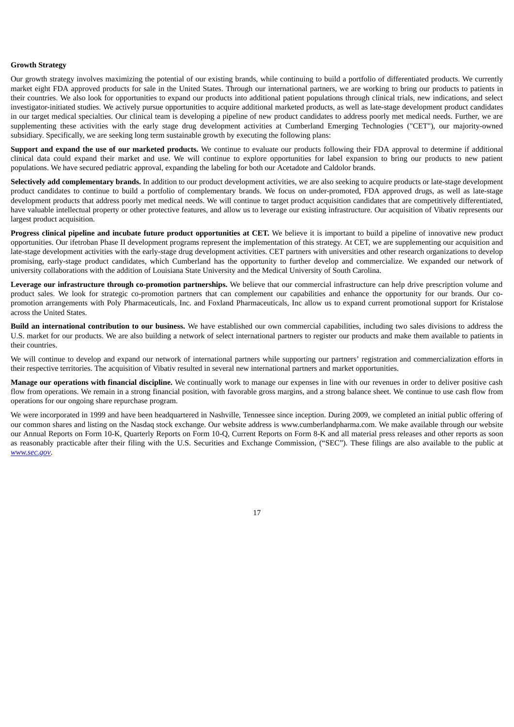**Growth Strategy**

Our growth strategy involves maximizing the potential of our existing brands, while continuing to build a portfolio of differentiated products. We currently market eight FDA approved products for sale in the United States. Through our international partners, we are working to bring our products to patients in their countries. We also look for opportunities to expand our products into additional patient populations through clinical trials, new indications, and select investigator-initiated studies. We actively pursue opportunities to acquire additional marketed products, as well as late-stage development product candidates in our target medical specialties. Our clinical team is developing a pipeline of new product candidates to address poorly met medical needs. Further, we are supplementing these activities with the early stage drug development activities at Cumberland Emerging Technologies ("CET"), our majority-owned subsidiary. Specifically, we are seeking long term sustainable growth by executing the following plans:

**Support and expand the use of our marketed products.** We continue to evaluate our products following their FDA approval to determine if additional clinical data could expand their market and use. We will continue to explore opportunities for label expansion to bring our products to new patient populations. We have secured pediatric approval, expanding the labeling for both our Acetadote and Caldolor brands.

**Selectively add complementary brands.** In addition to our product development activities, we are also seeking to acquire products or late-stage development product candidates to continue to build a portfolio of complementary brands. We focus on under-promoted, FDA approved drugs, as well as late-stage development products that address poorly met medical needs. We will continue to target product acquisition candidates that are competitively differentiated, have valuable intellectual property or other protective features, and allow us to leverage our existing infrastructure. Our acquisition of Vibativ represents our largest product acquisition.

**Progress clinical pipeline and incubate future product opportunities at CET.** We believe it is important to build a pipeline of innovative new product opportunities. Our ifetroban Phase II development programs represent the implementation of this strategy. At CET, we are supplementing our acquisition and late-stage development activities with the early-stage drug development activities. CET partners with universities and other research organizations to develop promising, early-stage product candidates, which Cumberland has the opportunity to further develop and commercialize. We expanded our network of university collaborations with the addition of Louisiana State University and the Medical University of South Carolina.

**Leverage our infrastructure through co-promotion partnerships.** We believe that our commercial infrastructure can help drive prescription volume and product sales. We look for strategic co-promotion partners that can complement our capabilities and enhance the opportunity for our brands. Our co-promotion arrangements with Poly Pharmaceuticals, Inc. and Foxland Pharmaceuticals, Inc allow us to expand current promotional support for Kristalose across the United States.

**Build an international contribution to our business.** We have established our own commercial capabilities, including two sales divisions to address the U.S. market for our products. We are also building a network of select international partners to register our products and make them available to patients in their countries.

We will continue to develop and expand our network of international partners while supporting our partners' registration and commercialization efforts in their respective territories. The acquisition of Vibativ resulted in several new international partners and market opportunities.

**Manage our operations with financial discipline.** We continually work to manage our expenses in line with our revenues in order to deliver positive cash flow from operations. We remain in a strong financial position, with favorable gross margins, and a strong balance sheet. We continue to use cash flow from operations for our ongoing share repurchase program.

We were incorporated in 1999 and have been headquartered in Nashville, Tennessee since inception. During 2009, we completed an initial public offering of our common shares and listing on the Nasdaq stock exchange. Our website address is www.cumberlandpharma.com. We make available through our website our Annual Reports on Form 10-K, Quarterly Reports on Form 10-Q, Current Reports on Form 8-K and all material press releases and other reports as soon as reasonably practicable after their filing with the U.S. Securities and Exchange Commission, ("SEC"). These filings are also available to the public at *www.sec.gov*.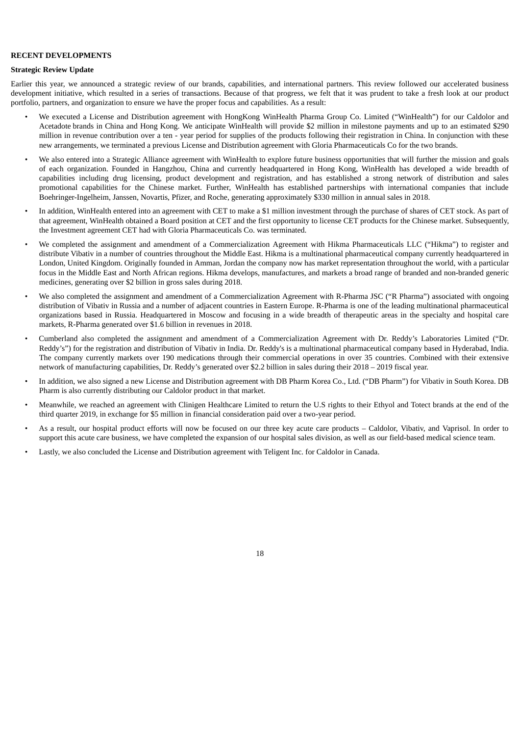**RECENT DEVELOPMENTS**

**Strategic Review Update**

Earlier this year, we announced a strategic review of our brands, capabilities, and international partners. This review followed our accelerated business development initiative, which resulted in a series of transactions. Because of that progress, we felt that it was prudent to take a fresh look at our product portfolio, partners, and organization to ensure we have the proper focus and capabilities. As a result:

- We executed a License and Distribution agreement with HongKong WinHealth Pharma Group Co. Limited ("WinHealth") for our Caldolor and Acetadote brands in China and Hong Kong. We anticipate WinHealth will provide $2 million in milestone payments and up to an estimated $290 million in revenue contribution over a ten - year period for supplies of the products following their registration in China. In conjunction with these new arrangements, we terminated a previous License and Distribution agreement with Gloria Pharmaceuticals Co for the two brands.
- We also entered into a Strategic Alliance agreement with WinHealth to explore future business opportunities that will further the mission and goals of each organization. Founded in Hangzhou, China and currently headquartered in Hong Kong, WinHealth has developed a wide breadth of capabilities including drug licensing, product development and registration, and has established a strong network of distribution and sales promotional capabilities for the Chinese market. Further, WinHealth has established partnerships with international companies that include Boehringer-Ingelheim, Janssen, Novartis, Pfizer, and Roche, generating approximately $330 million in annual sales in 2018.
- In addition, WinHealth entered into an agreement with CET to make a $1 million investment through the purchase of shares of CET stock. As part of that agreement, WinHealth obtained a Board position at CET and the first opportunity to license CET products for the Chinese market. Subsequently, the Investment agreement CET had with Gloria Pharmaceuticals Co. was terminated.
- We completed the assignment and amendment of a Commercialization Agreement with Hikma Pharmaceuticals LLC ("Hikma") to register and distribute Vibativ in a number of countries throughout the Middle East. Hikma is a multinational pharmaceutical company currently headquartered in London, United Kingdom. Originally founded in Amman, Jordan the company now has market representation throughout the world, with a particular focus in the Middle East and North African regions. Hikma develops, manufactures, and markets a broad range of branded and non-branded generic medicines, generating over $2 billion in gross sales during 2018.
- We also completed the assignment and amendment of a Commercialization Agreement with R-Pharma JSC ("R Pharma") associated with ongoing distribution of Vibativ in Russia and a number of adjacent countries in Eastern Europe. R-Pharma is one of the leading multinational pharmaceutical organizations based in Russia. Headquartered in Moscow and focusing in a wide breadth of therapeutic areas in the specialty and hospital care markets, R-Pharma generated over $1.6 billion in revenues in 2018.
- Cumberland also completed the assignment and amendment of a Commercialization Agreement with Dr. Reddy's Laboratories Limited ("Dr. Reddy's") for the registration and distribution of Vibativ in India. Dr. Reddy's is a multinational pharmaceutical company based in Hyderabad, India. The company currently markets over 190 medications through their commercial operations in over 35 countries. Combined with their extensive network of manufacturing capabilities, Dr. Reddy's generated over $2.2 billion in sales during their 2018 – 2019 fiscal year.
- In addition, we also signed a new License and Distribution agreement with DB Pharm Korea Co., Ltd. ("DB Pharm") for Vibativ in South Korea. DB Pharm is also currently distributing our Caldolor product in that market.
- Meanwhile, we reached an agreement with Clinigen Healthcare Limited to return the U.S rights to their Ethyol and Totect brands at the end of the third quarter 2019, in exchange for $5 million in financial consideration paid over a two-year period.
- As a result, our hospital product efforts will now be focused on our three key acute care products – Caldolor, Vibativ, and Vaprisol. In order to support this acute care business, we have completed the expansion of our hospital sales division, as well as our field-based medical science team.
- Lastly, we also concluded the License and Distribution agreement with Teligent Inc. for Caldolor in Canada.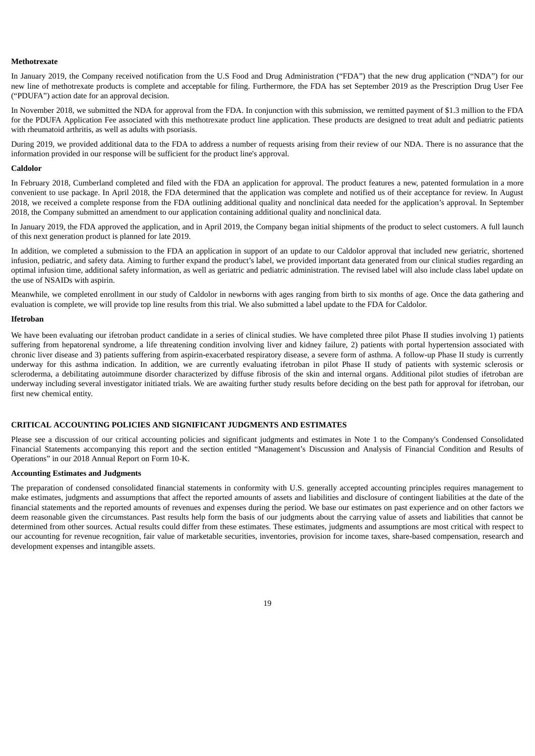**Methotrexate**

In January 2019, the Company received notification from the U.S Food and Drug Administration ("FDA") that the new drug application ("NDA") for our new line of methotrexate products is complete and acceptable for filing. Furthermore, the FDA has set September 2019 as the Prescription Drug User Fee ("PDUFA") action date for an approval decision.

In November 2018, we submitted the NDA for approval from the FDA. In conjunction with this submission, we remitted payment of $1.3 million to the FDA for the PDUFA Application Fee associated with this methotrexate product line application. These products are designed to treat adult and pediatric patients with rheumatoid arthritis, as well as adults with psoriasis.

During 2019, we provided additional data to the FDA to address a number of requests arising from their review of our NDA. There is no assurance that the information provided in our response will be sufficient for the product line's approval.

**Caldolor**

In February 2018, Cumberland completed and filed with the FDA an application for approval. The product features a new, patented formulation in a more convenient to use package. In April 2018, the FDA determined that the application was complete and notified us of their acceptance for review. In August 2018, we received a complete response from the FDA outlining additional quality and nonclinical data needed for the application's approval. In September 2018, the Company submitted an amendment to our application containing additional quality and nonclinical data.

In January 2019, the FDA approved the application, and in April 2019, the Company began initial shipments of the product to select customers. A full launch of this next generation product is planned for late 2019.

In addition, we completed a submission to the FDA an application in support of an update to our Caldolor approval that included new geriatric, shortened infusion, pediatric, and safety data. Aiming to further expand the product's label, we provided important data generated from our clinical studies regarding an optimal infusion time, additional safety information, as well as geriatric and pediatric administration. The revised label will also include class label update on the use of NSAIDs with aspirin.

Meanwhile, we completed enrollment in our study of Caldolor in newborns with ages ranging from birth to six months of age. Once the data gathering and evaluation is complete, we will provide top line results from this trial. We also submitted a label update to the FDA for Caldolor.

**Ifetroban**

We have been evaluating our ifetroban product candidate in a series of clinical studies. We have completed three pilot Phase II studies involving 1) patients suffering from hepatorenal syndrome, a life threatening condition involving liver and kidney failure, 2) patients with portal hypertension associated with chronic liver disease and 3) patients suffering from aspirin-exacerbated respiratory disease, a severe form of asthma. A follow-up Phase II study is currently underway for this asthma indication. In addition, we are currently evaluating ifetroban in pilot Phase II study of patients with systemic sclerosis or scleroderma, a debilitating autoimmune disorder characterized by diffuse fibrosis of the skin and internal organs. Additional pilot studies of ifetroban are underway including several investigator initiated trials. We are awaiting further study results before deciding on the best path for approval for ifetroban, our first new chemical entity.

## CRITICAL ACCOUNTING POLICIES AND SIGNIFICANT JUDGMENTS AND ESTIMATES

Please see a discussion of our critical accounting policies and significant judgments and estimates in Note 1 to the Company's Condensed Consolidated Financial Statements accompanying this report and the section entitled "Management's Discussion and Analysis of Financial Condition and Results of Operations" in our 2018 Annual Report on Form 10-K.

**Accounting Estimates and Judgments**

The preparation of condensed consolidated financial statements in conformity with U.S. generally accepted accounting principles requires management to make estimates, judgments and assumptions that affect the reported amounts of assets and liabilities and disclosure of contingent liabilities at the date of the financial statements and the reported amounts of revenues and expenses during the period. We base our estimates on past experience and on other factors we deem reasonable given the circumstances. Past results help form the basis of our judgments about the carrying value of assets and liabilities that cannot be determined from other sources. Actual results could differ from these estimates. These estimates, judgments and assumptions are most critical with respect to our accounting for revenue recognition, fair value of marketable securities, inventories, provision for income taxes, share-based compensation, research and development expenses and intangible assets.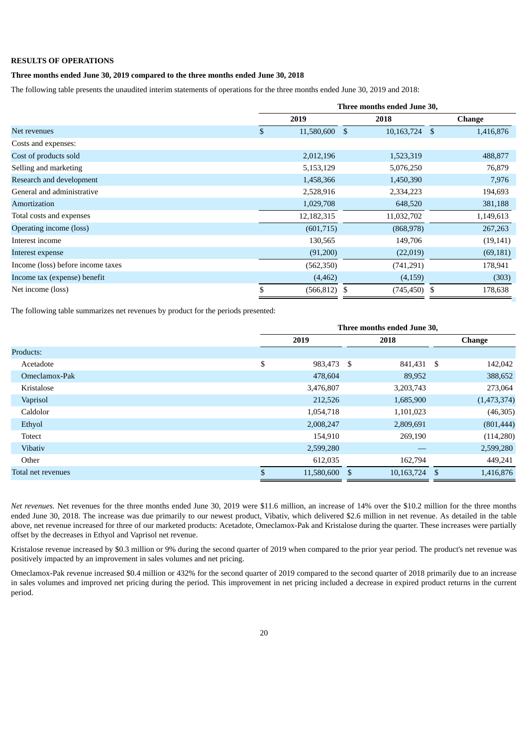**RESULTS OF OPERATIONS**

**Three months ended June 30, 2019 compared to the three months ended June 30, 2018**

The following table presents the unaudited interim statements of operations for the three months ended June 30, 2019 and 2018:

| | Three months ended June 30, | | |
|---|---|---|---|
| | 2019 | 2018 | Change |
| Net revenues | $ 11,580,600 | $ 10,163,724 | $ 1,416,876 |
| Costs and expenses: | | | |
| Cost of products sold | 2,012,196 | 1,523,319 | 488,877 |
| Selling and marketing | 5,153,129 | 5,076,250 | 76,879 |
| Research and development | 1,458,366 | 1,450,390 | 7,976 |
| General and administrative | 2,528,916 | 2,334,223 | 194,693 |
| Amortization | 1,029,708 | 648,520 | 381,188 |
| Total costs and expenses | 12,182,315 | 11,032,702 | 1,149,613 |
| Operating income (loss) | (601,715) | (868,978) | 267,263 |
| Interest income | 130,565 | 149,706 | (19,141) |
| Interest expense | (91,200) | (22,019) | (69,181) |
| Income (loss) before income taxes | (562,350) | (741,291) | 178,941 |
| Income tax (expense) benefit | (4,462) | (4,159) | (303) |
| Net income (loss) | $ (566,812) | $ (745,450) | $ 178,638 |

The following table summarizes net revenues by product for the periods presented:

| | Three months ended June 30, | | |
|---|---|---|---|
| | 2019 | 2018 | Change |
| Products: | | | |
| Acetadote | $ 983,473 | $ 841,431 | $ 142,042 |
| Omeclamox-Pak | 478,604 | 89,952 | 388,652 |
| Kristalose | 3,476,807 | 3,203,743 | 273,064 |
| Vaprisol | 212,526 | 1,685,900 | (1,473,374) |
| Caldolor | 1,054,718 | 1,101,023 | (46,305) |
| Ethyol | 2,008,247 | 2,809,691 | (801,444) |
| Totect | 154,910 | 269,190 | (114,280) |
| Vibativ | 2,599,280 | — | 2,599,280 |
| Other | 612,035 | 162,794 | 449,241 |
| Total net revenues | $ 11,580,600 | $ 10,163,724 | $ 1,416,876 |

*Net revenues.* Net revenues for the three months ended June 30, 2019 were $11.6 million, an increase of 14% over the $10.2 million for the three months ended June 30, 2018. The increase was due primarily to our newest product, Vibativ, which delivered $2.6 million in net revenue. As detailed in the table above, net revenue increased for three of our marketed products: Acetadote, Omeclamox-Pak and Kristalose during the quarter. These increases were partially offset by the decreases in Ethyol and Vaprisol net revenue.

Kristalose revenue increased by $0.3 million or 9% during the second quarter of 2019 when compared to the prior year period. The product's net revenue was positively impacted by an improvement in sales volumes and net pricing.

Omeclamox-Pak revenue increased $0.4 million or 432% for the second quarter of 2019 compared to the second quarter of 2018 primarily due to an increase in sales volumes and improved net pricing during the period. This improvement in net pricing included a decrease in expired product returns in the current period.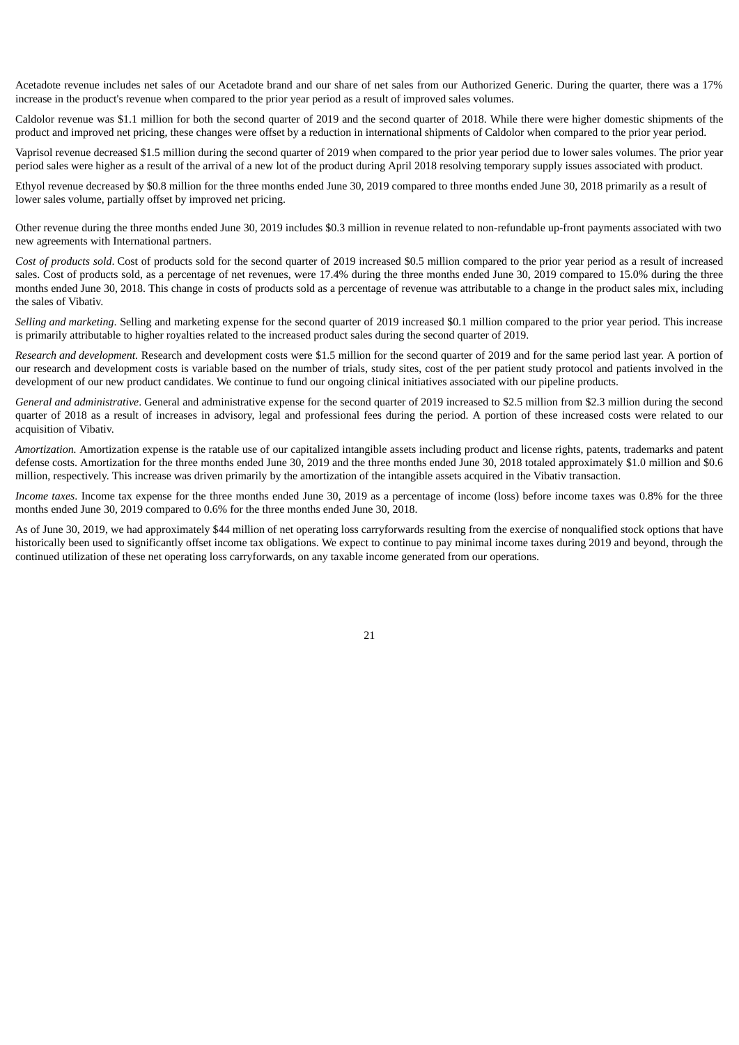Acetadote revenue includes net sales of our Acetadote brand and our share of net sales from our Authorized Generic. During the quarter, there was a 17% increase in the product's revenue when compared to the prior year period as a result of improved sales volumes.

Caldolor revenue was $1.1 million for both the second quarter of 2019 and the second quarter of 2018. While there were higher domestic shipments of the product and improved net pricing, these changes were offset by a reduction in international shipments of Caldolor when compared to the prior year period.

Vaprisol revenue decreased $1.5 million during the second quarter of 2019 when compared to the prior year period due to lower sales volumes. The prior year period sales were higher as a result of the arrival of a new lot of the product during April 2018 resolving temporary supply issues associated with product.

Ethyol revenue decreased by $0.8 million for the three months ended June 30, 2019 compared to three months ended June 30, 2018 primarily as a result of lower sales volume, partially offset by improved net pricing.

Other revenue during the three months ended June 30, 2019 includes $0.3 million in revenue related to non-refundable up-front payments associated with two new agreements with International partners.

*Cost of products sold*. Cost of products sold for the second quarter of 2019 increased $0.5 million compared to the prior year period as a result of increased sales. Cost of products sold, as a percentage of net revenues, were 17.4% during the three months ended June 30, 2019 compared to 15.0% during the three months ended June 30, 2018. This change in costs of products sold as a percentage of revenue was attributable to a change in the product sales mix, including the sales of Vibativ.

*Selling and marketing*. Selling and marketing expense for the second quarter of 2019 increased $0.1 million compared to the prior year period. This increase is primarily attributable to higher royalties related to the increased product sales during the second quarter of 2019.

*Research and development.* Research and development costs were $1.5 million for the second quarter of 2019 and for the same period last year. A portion of our research and development costs is variable based on the number of trials, study sites, cost of the per patient study protocol and patients involved in the development of our new product candidates. We continue to fund our ongoing clinical initiatives associated with our pipeline products.

*General and administrative*. General and administrative expense for the second quarter of 2019 increased to $2.5 million from $2.3 million during the second quarter of 2018 as a result of increases in advisory, legal and professional fees during the period. A portion of these increased costs were related to our acquisition of Vibativ.

*Amortization.* Amortization expense is the ratable use of our capitalized intangible assets including product and license rights, patents, trademarks and patent defense costs. Amortization for the three months ended June 30, 2019 and the three months ended June 30, 2018 totaled approximately $1.0 million and $0.6 million, respectively. This increase was driven primarily by the amortization of the intangible assets acquired in the Vibativ transaction.

*Income taxes*. Income tax expense for the three months ended June 30, 2019 as a percentage of income (loss) before income taxes was 0.8% for the three months ended June 30, 2019 compared to 0.6% for the three months ended June 30, 2018.

As of June 30, 2019, we had approximately $44 million of net operating loss carryforwards resulting from the exercise of nonqualified stock options that have historically been used to significantly offset income tax obligations. We expect to continue to pay minimal income taxes during 2019 and beyond, through the continued utilization of these net operating loss carryforwards, on any taxable income generated from our operations.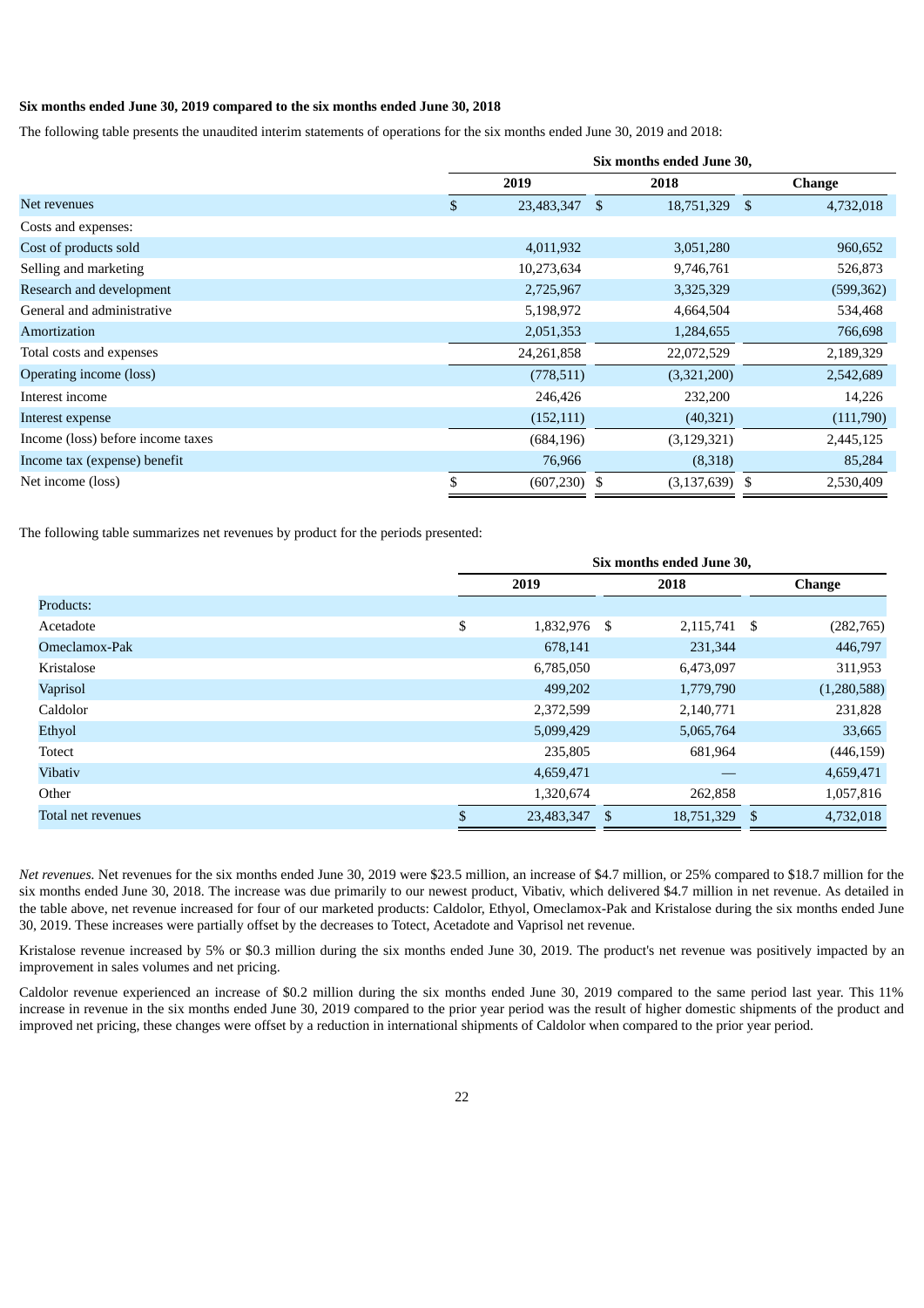**Six months ended June 30, 2019 compared to the six months ended June 30, 2018**

The following table presents the unaudited interim statements of operations for the six months ended June 30, 2019 and 2018:

| | Six months ended June 30, | | |
|---|---|---|---|
| | 2019 | 2018 | Change |
| Net revenues | $ 23,483,347 | $ 18,751,329 | $ 4,732,018 |
| Costs and expenses: | | | |
| Cost of products sold | 4,011,932 | 3,051,280 | 960,652 |
| Selling and marketing | 10,273,634 | 9,746,761 | 526,873 |
| Research and development | 2,725,967 | 3,325,329 | (599,362) |
| General and administrative | 5,198,972 | 4,664,504 | 534,468 |
| Amortization | 2,051,353 | 1,284,655 | 766,698 |
| Total costs and expenses | 24,261,858 | 22,072,529 | 2,189,329 |
| Operating income (loss) | (778,511) | (3,321,200) | 2,542,689 |
| Interest income | 246,426 | 232,200 | 14,226 |
| Interest expense | (152,111) | (40,321) | (111,790) |
| Income (loss) before income taxes | (684,196) | (3,129,321) | 2,445,125 |
| Income tax (expense) benefit | 76,966 | (8,318) | 85,284 |
| Net income (loss) | $ (607,230) | $ (3,137,639) | $ 2,530,409 |

The following table summarizes net revenues by product for the periods presented:

| | Six months ended June 30, | | |
|---|---|---|---|
| | 2019 | 2018 | Change |
| Products: | | | |
| Acetadote | $ 1,832,976 | $ 2,115,741 | $ (282,765) |
| Omeclamox-Pak | 678,141 | 231,344 | 446,797 |
| Kristalose | 6,785,050 | 6,473,097 | 311,953 |
| Vaprisol | 499,202 | 1,779,790 | (1,280,588) |
| Caldolor | 2,372,599 | 2,140,771 | 231,828 |
| Ethyol | 5,099,429 | 5,065,764 | 33,665 |
| Totect | 235,805 | 681,964 | (446,159) |
| Vibativ | 4,659,471 | — | 4,659,471 |
| Other | 1,320,674 | 262,858 | 1,057,816 |
| Total net revenues | $ 23,483,347 | $ 18,751,329 | $ 4,732,018 |

*Net revenues.* Net revenues for the six months ended June 30, 2019 were $23.5 million, an increase of $4.7 million, or 25% compared to $18.7 million for the six months ended June 30, 2018. The increase was due primarily to our newest product, Vibativ, which delivered $4.7 million in net revenue. As detailed in the table above, net revenue increased for four of our marketed products: Caldolor, Ethyol, Omeclamox-Pak and Kristalose during the six months ended June 30, 2019. These increases were partially offset by the decreases to Totect, Acetadote and Vaprisol net revenue.

Kristalose revenue increased by 5% or $0.3 million during the six months ended June 30, 2019. The product's net revenue was positively impacted by an improvement in sales volumes and net pricing.

Caldolor revenue experienced an increase of $0.2 million during the six months ended June 30, 2019 compared to the same period last year. This 11% increase in revenue in the six months ended June 30, 2019 compared to the prior year period was the result of higher domestic shipments of the product and improved net pricing, these changes were offset by a reduction in international shipments of Caldolor when compared to the prior year period.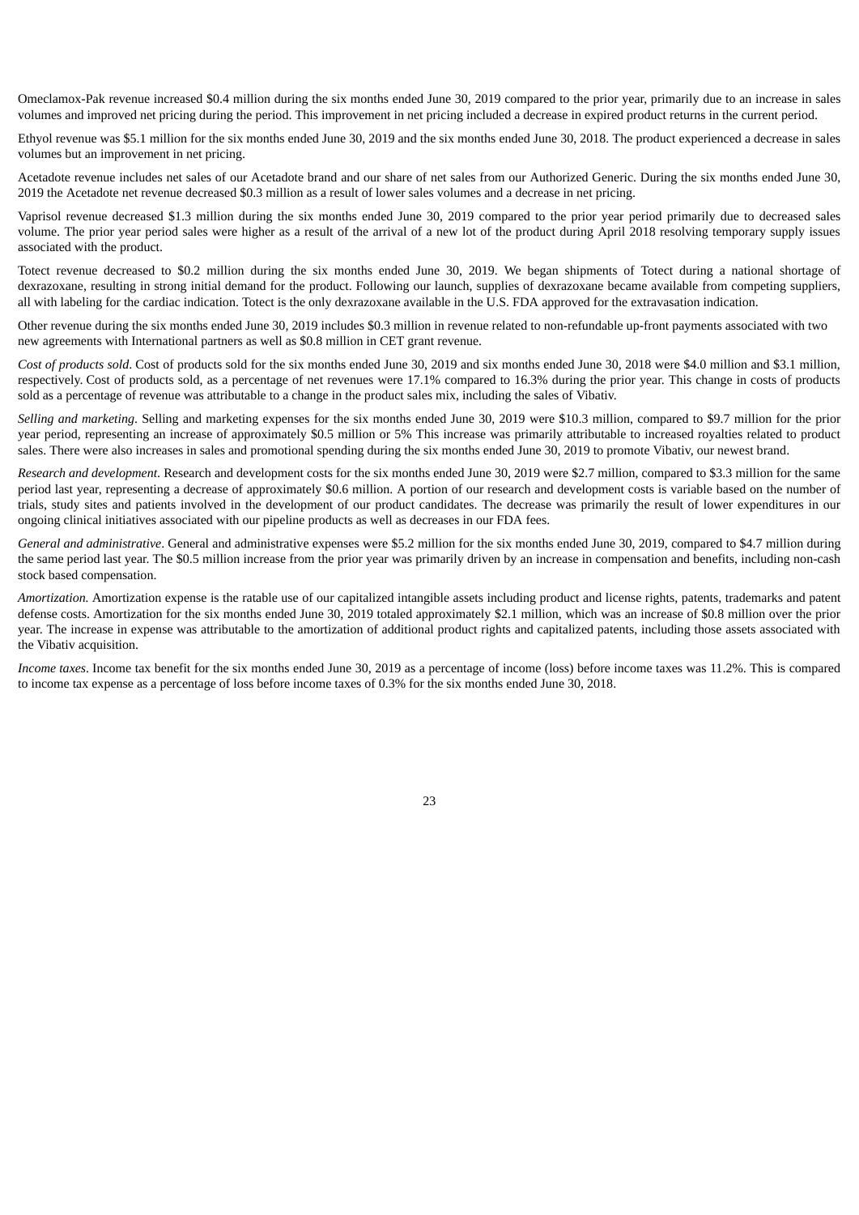Omeclamox-Pak revenue increased $0.4 million during the six months ended June 30, 2019 compared to the prior year, primarily due to an increase in sales volumes and improved net pricing during the period. This improvement in net pricing included a decrease in expired product returns in the current period.

Ethyol revenue was $5.1 million for the six months ended June 30, 2019 and the six months ended June 30, 2018. The product experienced a decrease in sales volumes but an improvement in net pricing.

Acetadote revenue includes net sales of our Acetadote brand and our share of net sales from our Authorized Generic. During the six months ended June 30, 2019 the Acetadote net revenue decreased $0.3 million as a result of lower sales volumes and a decrease in net pricing.

Vaprisol revenue decreased $1.3 million during the six months ended June 30, 2019 compared to the prior year period primarily due to decreased sales volume. The prior year period sales were higher as a result of the arrival of a new lot of the product during April 2018 resolving temporary supply issues associated with the product.

Totect revenue decreased to $0.2 million during the six months ended June 30, 2019. We began shipments of Totect during a national shortage of dexrazoxane, resulting in strong initial demand for the product. Following our launch, supplies of dexrazoxane became available from competing suppliers, all with labeling for the cardiac indication. Totect is the only dexrazoxane available in the U.S. FDA approved for the extravasation indication.

Other revenue during the six months ended June 30, 2019 includes $0.3 million in revenue related to non-refundable up-front payments associated with two new agreements with International partners as well as $0.8 million in CET grant revenue.

*Cost of products sold*. Cost of products sold for the six months ended June 30, 2019 and six months ended June 30, 2018 were $4.0 million and $3.1 million, respectively. Cost of products sold, as a percentage of net revenues were 17.1% compared to 16.3% during the prior year. This change in costs of products sold as a percentage of revenue was attributable to a change in the product sales mix, including the sales of Vibativ.

*Selling and marketing*. Selling and marketing expenses for the six months ended June 30, 2019 were $10.3 million, compared to $9.7 million for the prior year period, representing an increase of approximately $0.5 million or 5% This increase was primarily attributable to increased royalties related to product sales. There were also increases in sales and promotional spending during the six months ended June 30, 2019 to promote Vibativ, our newest brand.

*Research and development*. Research and development costs for the six months ended June 30, 2019 were $2.7 million, compared to $3.3 million for the same period last year, representing a decrease of approximately $0.6 million. A portion of our research and development costs is variable based on the number of trials, study sites and patients involved in the development of our product candidates. The decrease was primarily the result of lower expenditures in our ongoing clinical initiatives associated with our pipeline products as well as decreases in our FDA fees.

*General and administrative*. General and administrative expenses were $5.2 million for the six months ended June 30, 2019, compared to $4.7 million during the same period last year. The $0.5 million increase from the prior year was primarily driven by an increase in compensation and benefits, including non-cash stock based compensation.

*Amortization.* Amortization expense is the ratable use of our capitalized intangible assets including product and license rights, patents, trademarks and patent defense costs. Amortization for the six months ended June 30, 2019 totaled approximately $2.1 million, which was an increase of $0.8 million over the prior year. The increase in expense was attributable to the amortization of additional product rights and capitalized patents, including those assets associated with the Vibativ acquisition.

*Income taxes*. Income tax benefit for the six months ended June 30, 2019 as a percentage of income (loss) before income taxes was 11.2%. This is compared to income tax expense as a percentage of loss before income taxes of 0.3% for the six months ended June 30, 2018.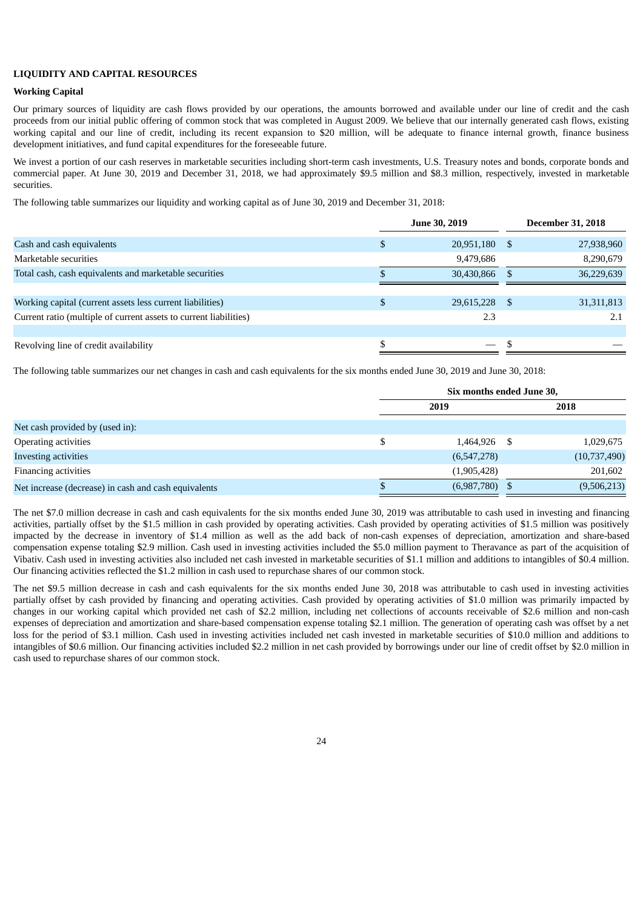**LIQUIDITY AND CAPITAL RESOURCES**

**Working Capital**

Our primary sources of liquidity are cash flows provided by our operations, the amounts borrowed and available under our line of credit and the cash proceeds from our initial public offering of common stock that was completed in August 2009. We believe that our internally generated cash flows, existing working capital and our line of credit, including its recent expansion to $20 million, will be adequate to finance internal growth, finance business development initiatives, and fund capital expenditures for the foreseeable future.

We invest a portion of our cash reserves in marketable securities including short-term cash investments, U.S. Treasury notes and bonds, corporate bonds and commercial paper. At June 30, 2019 and December 31, 2018, we had approximately $9.5 million and $8.3 million, respectively, invested in marketable securities.

The following table summarizes our liquidity and working capital as of June 30, 2019 and December 31, 2018:

| | June 30, 2019 | December 31, 2018 |
|---|---|---|
| Cash and cash equivalents | $ 20,951,180 | $ 27,938,960 |
| Marketable securities | 9,479,686 | 8,290,679 |
| Total cash, cash equivalents and marketable securities | $ 30,430,866 | $ 36,229,639 |
| | | |
| Working capital (current assets less current liabilities) | $ 29,615,228 | $ 31,311,813 |
| Current ratio (multiple of current assets to current liabilities) | 2.3 | 2.1 |
| | | |
| Revolving line of credit availability | $ — | $ — |

The following table summarizes our net changes in cash and cash equivalents for the six months ended June 30, 2019 and June 30, 2018:

| | Six months ended June 30, | |
|---|---|---|
| | 2019 | 2018 |
| Net cash provided by (used in): | | |
| Operating activities | $ 1,464,926 | $ 1,029,675 |
| Investing activities | (6,547,278) | (10,737,490) |
| Financing activities | (1,905,428) | 201,602 |
| Net increase (decrease) in cash and cash equivalents | $ (6,987,780) | $ (9,506,213) |

The net $7.0 million decrease in cash and cash equivalents for the six months ended June 30, 2019 was attributable to cash used in investing and financing activities, partially offset by the $1.5 million in cash provided by operating activities. Cash provided by operating activities of $1.5 million was positively impacted by the decrease in inventory of $1.4 million as well as the add back of non-cash expenses of depreciation, amortization and share-based compensation expense totaling $2.9 million. Cash used in investing activities included the $5.0 million payment to Theravance as part of the acquisition of Vibativ. Cash used in investing activities also included net cash invested in marketable securities of $1.1 million and additions to intangibles of $0.4 million. Our financing activities reflected the $1.2 million in cash used to repurchase shares of our common stock.

The net $9.5 million decrease in cash and cash equivalents for the six months ended June 30, 2018 was attributable to cash used in investing activities partially offset by cash provided by financing and operating activities. Cash provided by operating activities of $1.0 million was primarily impacted by changes in our working capital which provided net cash of $2.2 million, including net collections of accounts receivable of $2.6 million and non-cash expenses of depreciation and amortization and share-based compensation expense totaling $2.1 million. The generation of operating cash was offset by a net loss for the period of $3.1 million. Cash used in investing activities included net cash invested in marketable securities of $10.0 million and additions to intangibles of $0.6 million. Our financing activities included $2.2 million in net cash provided by borrowings under our line of credit offset by $2.0 million in cash used to repurchase shares of our common stock.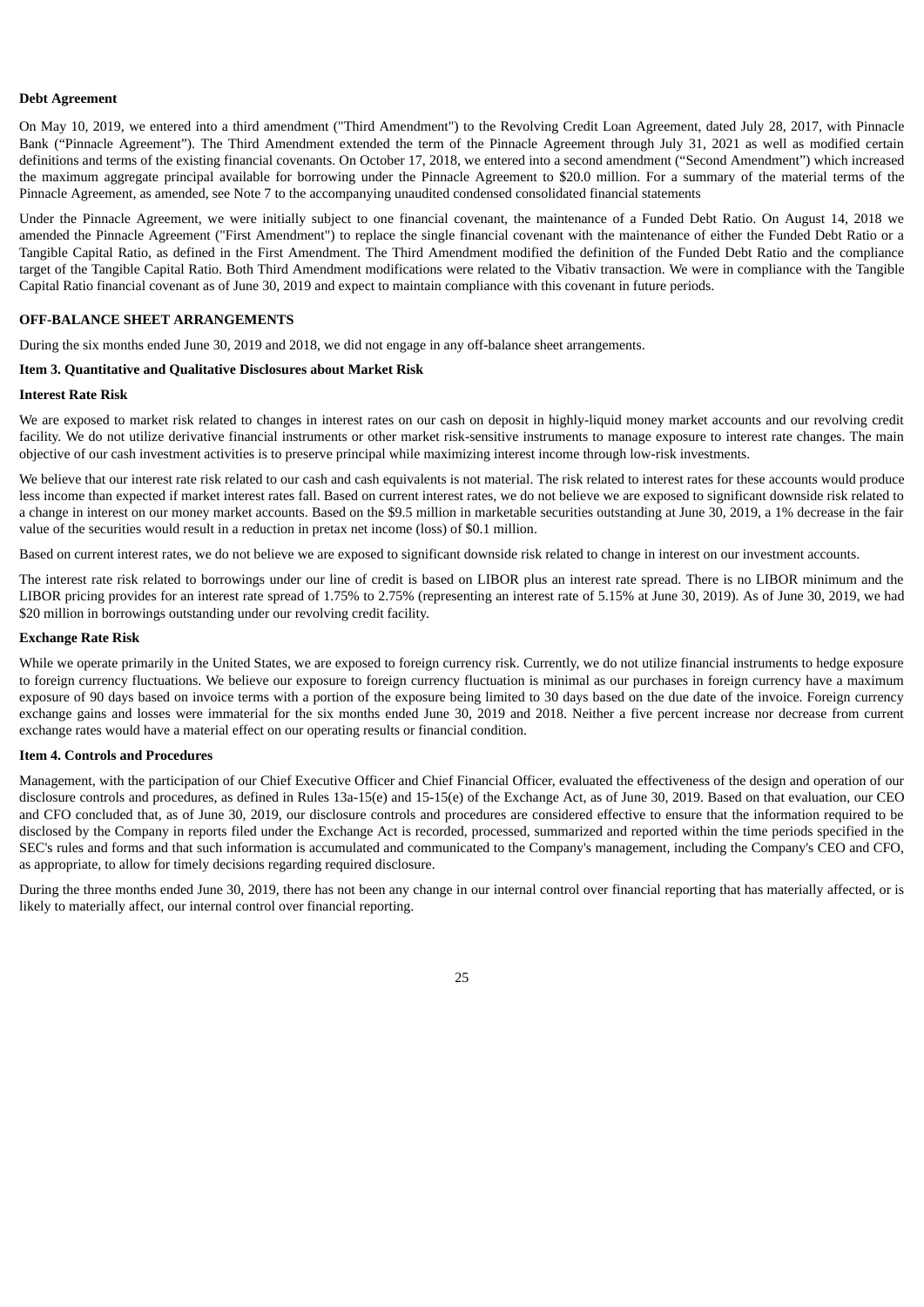**Debt Agreement**

On May 10, 2019, we entered into a third amendment ("Third Amendment") to the Revolving Credit Loan Agreement, dated July 28, 2017, with Pinnacle Bank ("Pinnacle Agreement"). The Third Amendment extended the term of the Pinnacle Agreement through July 31, 2021 as well as modified certain definitions and terms of the existing financial covenants. On October 17, 2018, we entered into a second amendment ("Second Amendment") which increased the maximum aggregate principal available for borrowing under the Pinnacle Agreement to $20.0 million. For a summary of the material terms of the Pinnacle Agreement, as amended, see Note 7 to the accompanying unaudited condensed consolidated financial statements

Under the Pinnacle Agreement, we were initially subject to one financial covenant, the maintenance of a Funded Debt Ratio. On August 14, 2018 we amended the Pinnacle Agreement ("First Amendment") to replace the single financial covenant with the maintenance of either the Funded Debt Ratio or a Tangible Capital Ratio, as defined in the First Amendment. The Third Amendment modified the definition of the Funded Debt Ratio and the compliance target of the Tangible Capital Ratio. Both Third Amendment modifications were related to the Vibativ transaction. We were in compliance with the Tangible Capital Ratio financial covenant as of June 30, 2019 and expect to maintain compliance with this covenant in future periods.

**OFF-BALANCE SHEET ARRANGEMENTS**

During the six months ended June 30, 2019 and 2018, we did not engage in any off-balance sheet arrangements.

**Item 3. Quantitative and Qualitative Disclosures about Market Risk**

**Interest Rate Risk**

We are exposed to market risk related to changes in interest rates on our cash on deposit in highly-liquid money market accounts and our revolving credit facility. We do not utilize derivative financial instruments or other market risk-sensitive instruments to manage exposure to interest rate changes. The main objective of our cash investment activities is to preserve principal while maximizing interest income through low-risk investments.

We believe that our interest rate risk related to our cash and cash equivalents is not material. The risk related to interest rates for these accounts would produce less income than expected if market interest rates fall. Based on current interest rates, we do not believe we are exposed to significant downside risk related to a change in interest on our money market accounts. Based on the $9.5 million in marketable securities outstanding at June 30, 2019, a 1% decrease in the fair value of the securities would result in a reduction in pretax net income (loss) of $0.1 million.

Based on current interest rates, we do not believe we are exposed to significant downside risk related to change in interest on our investment accounts.

The interest rate risk related to borrowings under our line of credit is based on LIBOR plus an interest rate spread. There is no LIBOR minimum and the LIBOR pricing provides for an interest rate spread of 1.75% to 2.75% (representing an interest rate of 5.15% at June 30, 2019). As of June 30, 2019, we had $20 million in borrowings outstanding under our revolving credit facility.

**Exchange Rate Risk**

While we operate primarily in the United States, we are exposed to foreign currency risk. Currently, we do not utilize financial instruments to hedge exposure to foreign currency fluctuations. We believe our exposure to foreign currency fluctuation is minimal as our purchases in foreign currency have a maximum exposure of 90 days based on invoice terms with a portion of the exposure being limited to 30 days based on the due date of the invoice. Foreign currency exchange gains and losses were immaterial for the six months ended June 30, 2019 and 2018. Neither a five percent increase nor decrease from current exchange rates would have a material effect on our operating results or financial condition.

**Item 4. Controls and Procedures**

Management, with the participation of our Chief Executive Officer and Chief Financial Officer, evaluated the effectiveness of the design and operation of our disclosure controls and procedures, as defined in Rules 13a-15(e) and 15-15(e) of the Exchange Act, as of June 30, 2019. Based on that evaluation, our CEO and CFO concluded that, as of June 30, 2019, our disclosure controls and procedures are considered effective to ensure that the information required to be disclosed by the Company in reports filed under the Exchange Act is recorded, processed, summarized and reported within the time periods specified in the SEC's rules and forms and that such information is accumulated and communicated to the Company's management, including the Company's CEO and CFO, as appropriate, to allow for timely decisions regarding required disclosure.

During the three months ended June 30, 2019, there has not been any change in our internal control over financial reporting that has materially affected, or is likely to materially affect, our internal control over financial reporting.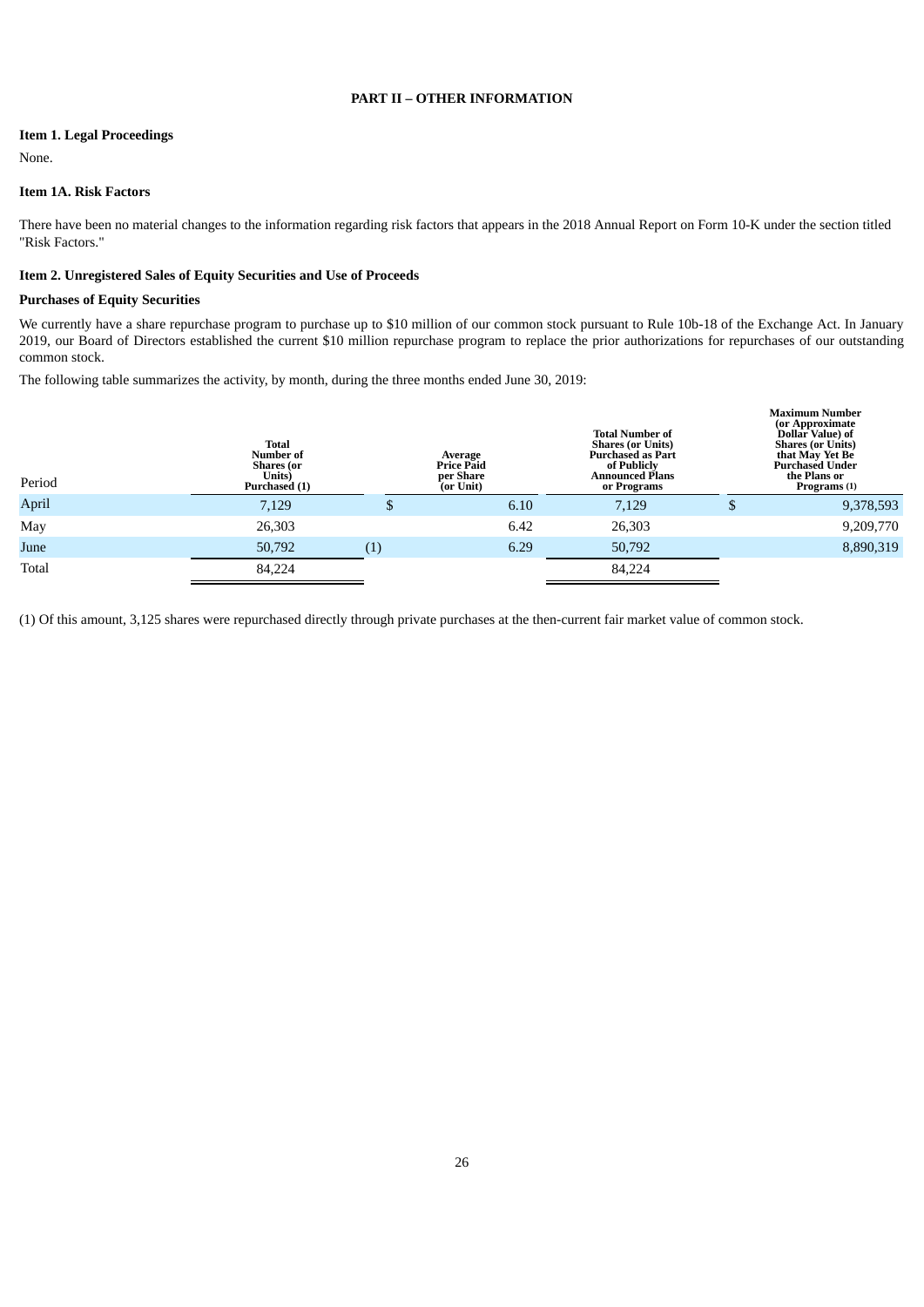## PART II – OTHER INFORMATION

### Item 1. Legal Proceedings

None.

### Item 1A. Risk Factors

There have been no material changes to the information regarding risk factors that appears in the 2018 Annual Report on Form 10-K under the section titled "Risk Factors."

### Item 2. Unregistered Sales of Equity Securities and Use of Proceeds

**Purchases of Equity Securities**

We currently have a share repurchase program to purchase up to $10 million of our common stock pursuant to Rule 10b-18 of the Exchange Act. In January 2019, our Board of Directors established the current $10 million repurchase program to replace the prior authorizations for repurchases of our outstanding common stock.

The following table summarizes the activity, by month, during the three months ended June 30, 2019:

| Period | Total Number of Shares (or Units) Purchased (1) | Average Price Paid per Share (or Unit) | Total Number of Shares (or Units) Purchased as Part of Publicly Announced Plans or Programs | Maximum Number (or Approximate Dollar Value) of Shares (or Units) that May Yet Be Purchased Under the Plans or Programs (1) |
|---|---|---|---|---|
| April | 7,129 | $ 6.10 | 7,129 | $ 9,378,593 |
| May | 26,303 | 6.42 | 26,303 | 9,209,770 |
| June | 50,792 (1) | 6.29 | 50,792 | 8,890,319 |
| Total | 84,224 | | 84,224 | |

(1) Of this amount, 3,125 shares were repurchased directly through private purchases at the then-current fair market value of common stock.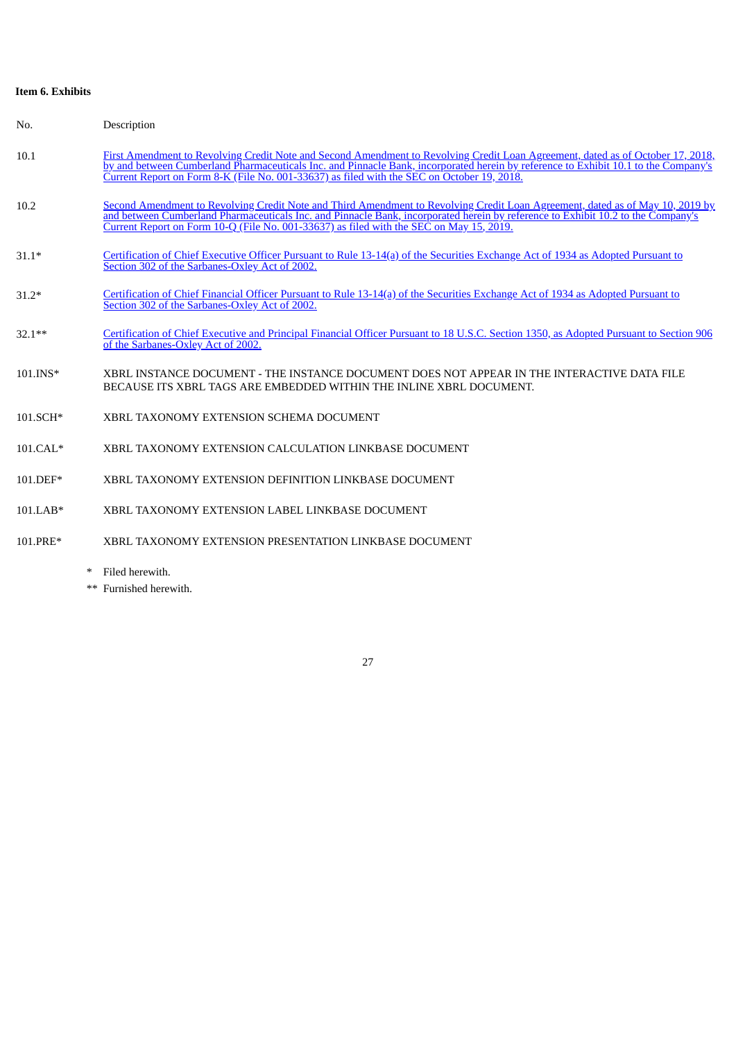**Item 6. Exhibits**

| No. | Description |
|---|---|
| 10.1 | First Amendment to Revolving Credit Note and Second Amendment to Revolving Credit Loan Agreement, dated as of October 17, 2018, by and between Cumberland Pharmaceuticals Inc. and Pinnacle Bank, incorporated herein by reference to Exhibit 10.1 to the Company's Current Report on Form 8-K (File No. 001-33637) as filed with the SEC on October 19, 2018. |
| 10.2 | Second Amendment to Revolving Credit Note and Third Amendment to Revolving Credit Loan Agreement, dated as of May 10, 2019 by and between Cumberland Pharmaceuticals Inc. and Pinnacle Bank, incorporated herein by reference to Exhibit 10.2 to the Company's Current Report on Form 10-Q (File No. 001-33637) as filed with the SEC on May 15, 2019. |
| 31.1* | Certification of Chief Executive Officer Pursuant to Rule 13-14(a) of the Securities Exchange Act of 1934 as Adopted Pursuant to Section 302 of the Sarbanes-Oxley Act of 2002. |
| 31.2* | Certification of Chief Financial Officer Pursuant to Rule 13-14(a) of the Securities Exchange Act of 1934 as Adopted Pursuant to Section 302 of the Sarbanes-Oxley Act of 2002. |
| 32.1** | Certification of Chief Executive and Principal Financial Officer Pursuant to 18 U.S.C. Section 1350, as Adopted Pursuant to Section 906 of the Sarbanes-Oxley Act of 2002. |
| 101.INS* | XBRL INSTANCE DOCUMENT - THE INSTANCE DOCUMENT DOES NOT APPEAR IN THE INTERACTIVE DATA FILE BECAUSE ITS XBRL TAGS ARE EMBEDDED WITHIN THE INLINE XBRL DOCUMENT. |
| 101.SCH* | XBRL TAXONOMY EXTENSION SCHEMA DOCUMENT |
| 101.CAL* | XBRL TAXONOMY EXTENSION CALCULATION LINKBASE DOCUMENT |
| 101.DEF* | XBRL TAXONOMY EXTENSION DEFINITION LINKBASE DOCUMENT |
| 101.LAB* | XBRL TAXONOMY EXTENSION LABEL LINKBASE DOCUMENT |
| 101.PRE* | XBRL TAXONOMY EXTENSION PRESENTATION LINKBASE DOCUMENT |

\* Filed herewith.

** Furnished herewith.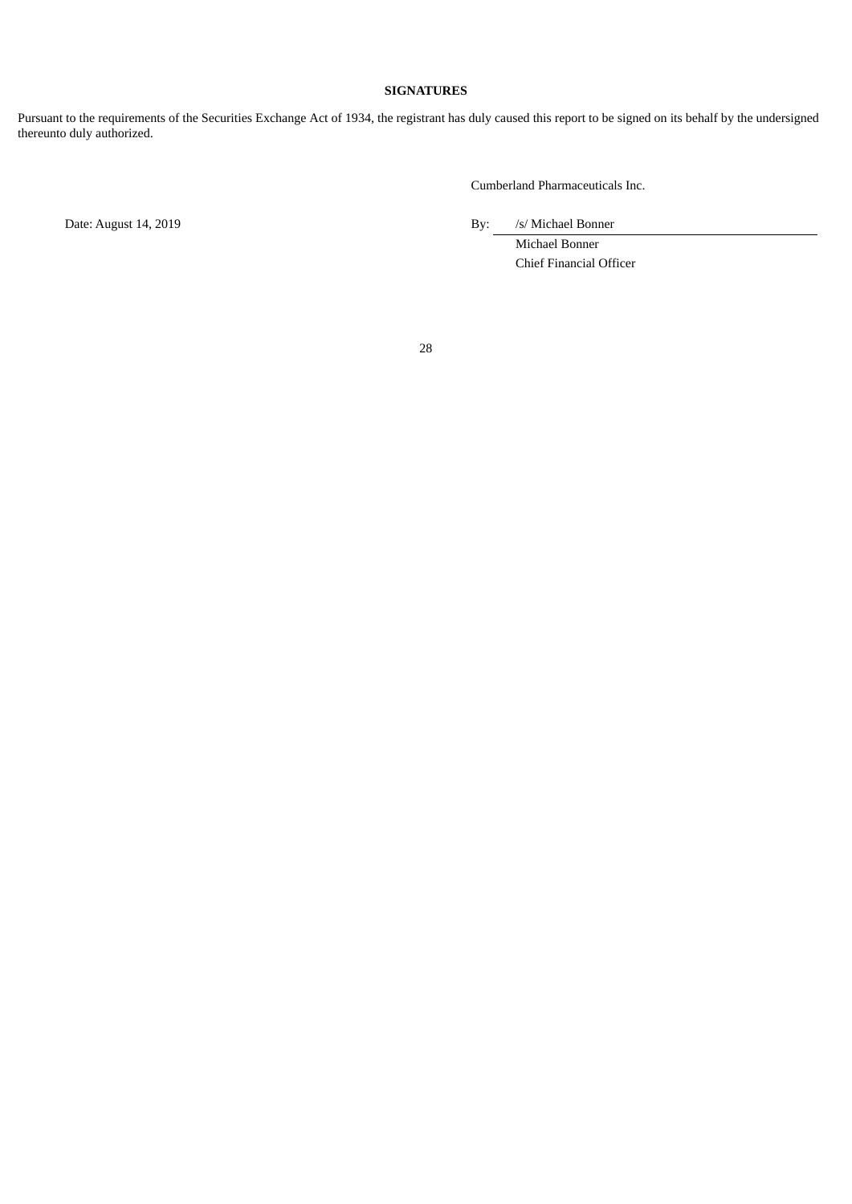**SIGNATURES**

Pursuant to the requirements of the Securities Exchange Act of 1934, the registrant has duly caused this report to be signed on its behalf by the undersigned thereunto duly authorized.

Cumberland Pharmaceuticals Inc.

Date: August 14, 2019

By: /s/ Michael Bonner

Michael Bonner

Chief Financial Officer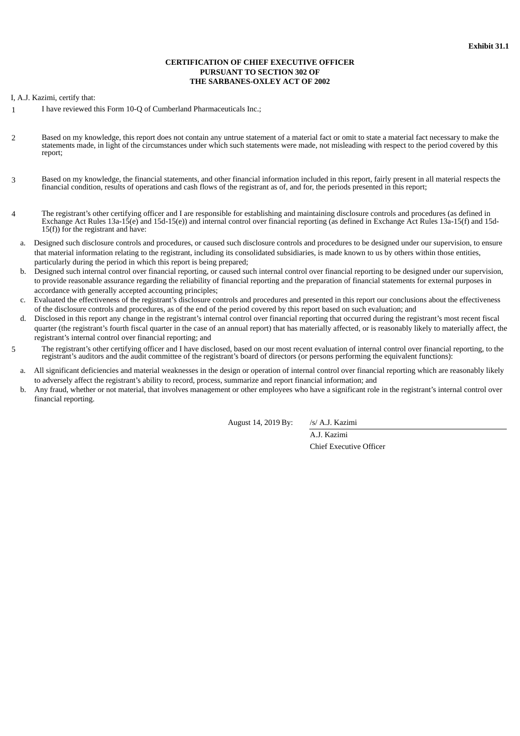**Exhibit 31.1**

**CERTIFICATION OF CHIEF EXECUTIVE OFFICER**
**PURSUANT TO SECTION 302 OF**
**THE SARBANES-OXLEY ACT OF 2002**

I, A.J. Kazimi, certify that:

1 I have reviewed this Form 10-Q of Cumberland Pharmaceuticals Inc.;

2 Based on my knowledge, this report does not contain any untrue statement of a material fact or omit to state a material fact necessary to make the statements made, in light of the circumstances under which such statements were made, not misleading with respect to the period covered by this report;

3 Based on my knowledge, the financial statements, and other financial information included in this report, fairly present in all material respects the financial condition, results of operations and cash flows of the registrant as of, and for, the periods presented in this report;

4 The registrant's other certifying officer and I are responsible for establishing and maintaining disclosure controls and procedures (as defined in Exchange Act Rules 13a-15(e) and 15d-15(e)) and internal control over financial reporting (as defined in Exchange Act Rules 13a-15(f) and 15d-15(f)) for the registrant and have:

a. Designed such disclosure controls and procedures, or caused such disclosure controls and procedures to be designed under our supervision, to ensure that material information relating to the registrant, including its consolidated subsidiaries, is made known to us by others within those entities, particularly during the period in which this report is being prepared;

b. Designed such internal control over financial reporting, or caused such internal control over financial reporting to be designed under our supervision, to provide reasonable assurance regarding the reliability of financial reporting and the preparation of financial statements for external purposes in accordance with generally accepted accounting principles;

c. Evaluated the effectiveness of the registrant's disclosure controls and procedures and presented in this report our conclusions about the effectiveness of the disclosure controls and procedures, as of the end of the period covered by this report based on such evaluation; and

d. Disclosed in this report any change in the registrant's internal control over financial reporting that occurred during the registrant's most recent fiscal quarter (the registrant's fourth fiscal quarter in the case of an annual report) that has materially affected, or is reasonably likely to materially affect, the registrant's internal control over financial reporting; and

5 The registrant's other certifying officer and I have disclosed, based on our most recent evaluation of internal control over financial reporting, to the registrant's auditors and the audit committee of the registrant's board of directors (or persons performing the equivalent functions):

a. All significant deficiencies and material weaknesses in the design or operation of internal control over financial reporting which are reasonably likely to adversely affect the registrant's ability to record, process, summarize and report financial information; and

b. Any fraud, whether or not material, that involves management or other employees who have a significant role in the registrant's internal control over financial reporting.

August 14, 2019 By: /s/ A.J. Kazimi

A.J. Kazimi
Chief Executive Officer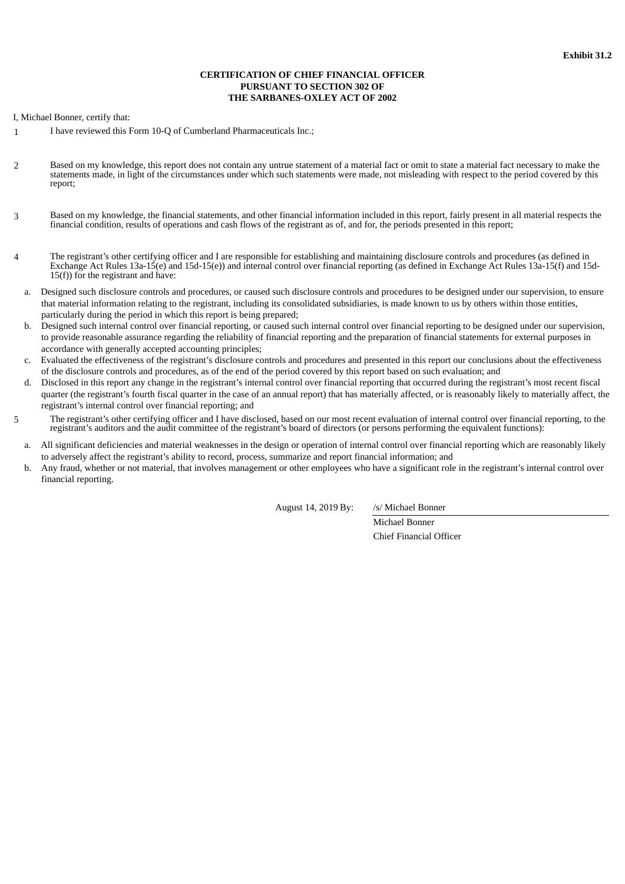**Exhibit 31.2**

**CERTIFICATION OF CHIEF FINANCIAL OFFICER**
**PURSUANT TO SECTION 302 OF**
**THE SARBANES-OXLEY ACT OF 2002**

I, Michael Bonner, certify that:

1. I have reviewed this Form 10-Q of Cumberland Pharmaceuticals Inc.;

2. Based on my knowledge, this report does not contain any untrue statement of a material fact or omit to state a material fact necessary to make the statements made, in light of the circumstances under which such statements were made, not misleading with respect to the period covered by this report;

3. Based on my knowledge, the financial statements, and other financial information included in this report, fairly present in all material respects the financial condition, results of operations and cash flows of the registrant as of, and for, the periods presented in this report;

4. The registrant's other certifying officer and I are responsible for establishing and maintaining disclosure controls and procedures (as defined in Exchange Act Rules 13a-15(e) and 15d-15(e)) and internal control over financial reporting (as defined in Exchange Act Rules 13a-15(f) and 15d-15(f)) for the registrant and have:

   a. Designed such disclosure controls and procedures, or caused such disclosure controls and procedures to be designed under our supervision, to ensure that material information relating to the registrant, including its consolidated subsidiaries, is made known to us by others within those entities, particularly during the period in which this report is being prepared;

   b. Designed such internal control over financial reporting, or caused such internal control over financial reporting to be designed under our supervision, to provide reasonable assurance regarding the reliability of financial reporting and the preparation of financial statements for external purposes in accordance with generally accepted accounting principles;

   c. Evaluated the effectiveness of the registrant's disclosure controls and procedures and presented in this report our conclusions about the effectiveness of the disclosure controls and procedures, as of the end of the period covered by this report based on such evaluation; and

   d. Disclosed in this report any change in the registrant's internal control over financial reporting that occurred during the registrant's most recent fiscal quarter (the registrant's fourth fiscal quarter in the case of an annual report) that has materially affected, or is reasonably likely to materially affect, the registrant's internal control over financial reporting; and

5. The registrant's other certifying officer and I have disclosed, based on our most recent evaluation of internal control over financial reporting, to the registrant's auditors and the audit committee of the registrant's board of directors (or persons performing the equivalent functions):

   a. All significant deficiencies and material weaknesses in the design or operation of internal control over financial reporting which are reasonably likely to adversely affect the registrant's ability to record, process, summarize and report financial information; and

   b. Any fraud, whether or not material, that involves management or other employees who have a significant role in the registrant's internal control over financial reporting.

August 14, 2019 By: /s/ Michael Bonner

Michael Bonner
Chief Financial Officer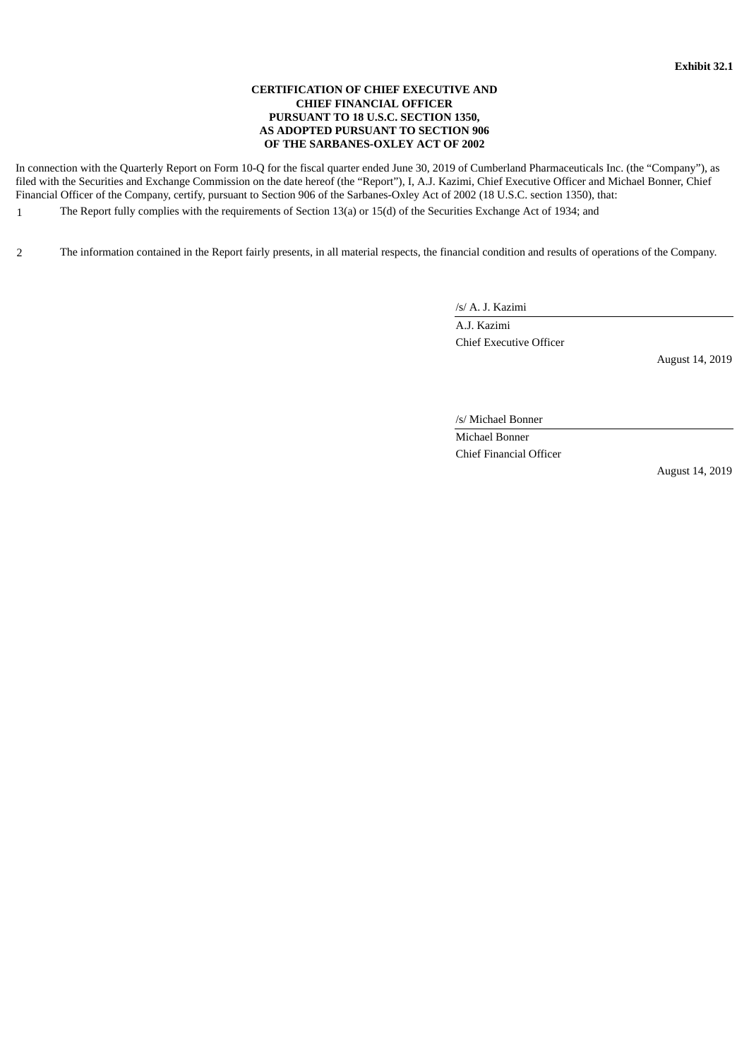**Exhibit 32.1**

**CERTIFICATION OF CHIEF EXECUTIVE AND CHIEF FINANCIAL OFFICER PURSUANT TO 18 U.S.C. SECTION 1350, AS ADOPTED PURSUANT TO SECTION 906 OF THE SARBANES-OXLEY ACT OF 2002**

In connection with the Quarterly Report on Form 10-Q for the fiscal quarter ended June 30, 2019 of Cumberland Pharmaceuticals Inc. (the “Company”), as filed with the Securities and Exchange Commission on the date hereof (the “Report”), I, A.J. Kazimi, Chief Executive Officer and Michael Bonner, Chief Financial Officer of the Company, certify, pursuant to Section 906 of the Sarbanes-Oxley Act of 2002 (18 U.S.C. section 1350), that:

1 The Report fully complies with the requirements of Section 13(a) or 15(d) of the Securities Exchange Act of 1934; and

2 The information contained in the Report fairly presents, in all material respects, the financial condition and results of operations of the Company.

/s/ A. J. Kazimi
A.J. Kazimi
Chief Executive Officer
August 14, 2019

/s/ Michael Bonner
Michael Bonner
Chief Financial Officer
August 14, 2019